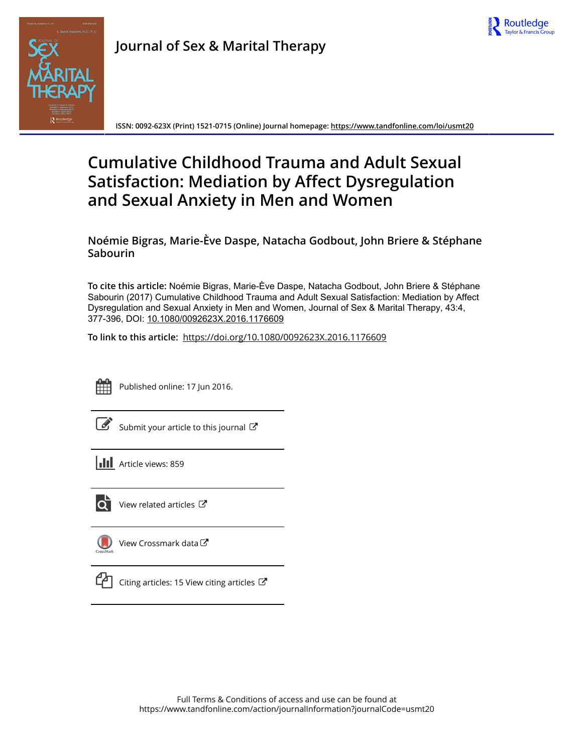Journal of Sex & Marital Therapy

ISSN: 0092-623X (Print) 1521-0715 (Online) Journal homepage: https://www.tandfonline.com/loi/usmt20

# Cumulative Childhood Trauma and Adult Sexual Satisfaction: Mediation by Affect Dysregulation and Sexual Anxiety in Men and Women

**Noémie Bigras, Marie-Ève Daspe, Natacha Godbout, John Briere & Stéphane Sabourin**

**To cite this article:** Noémie Bigras, Marie-Ève Daspe, Natacha Godbout, John Briere & Stéphane Sabourin (2017) Cumulative Childhood Trauma and Adult Sexual Satisfaction: Mediation by Affect Dysregulation and Sexual Anxiety in Men and Women, Journal of Sex & Marital Therapy, 43:4, 377-396, DOI: 10.1080/0092623X.2016.1176609

**To link to this article:** https://doi.org/10.1080/0092623X.2016.1176609

Published online: 17 Jun 2016.

Submit your article to this journal

Article views: 859

View related articles

View Crossmark data

Citing articles: 15 View citing articles

Full Terms & Conditions of access and use can be found at https://www.tandfonline.com/action/journalInformation?journalCode=usmt20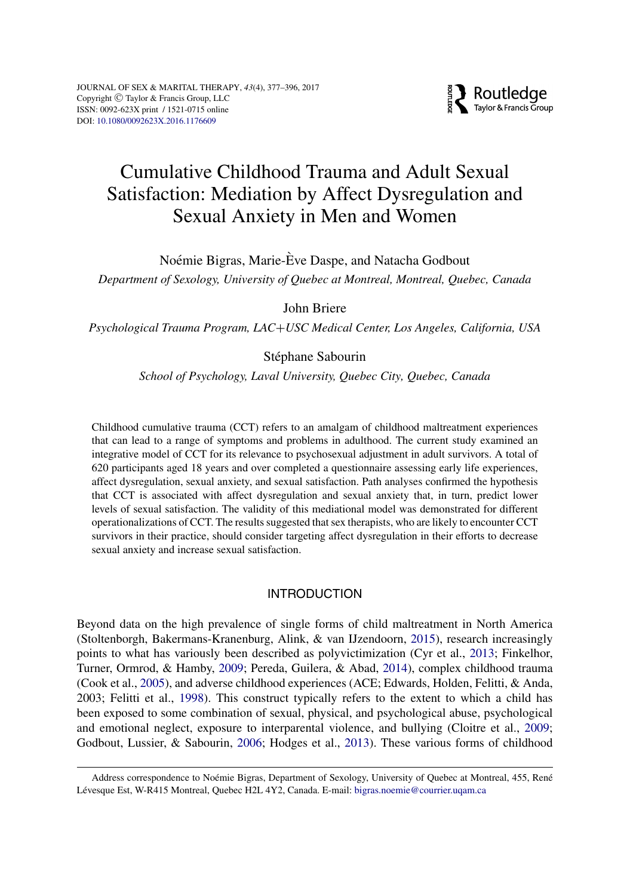# Cumulative Childhood Trauma and Adult Sexual Satisfaction: Mediation by Affect Dysregulation and Sexual Anxiety in Men and Women

Noémie Bigras, Marie-Ève Daspe, and Natacha Godbout

*Department of Sexology, University of Quebec at Montreal, Montreal, Quebec, Canada*

John Briere

*Psychological Trauma Program, LAC+USC Medical Center, Los Angeles, California, USA*

Stéphane Sabourin

*School of Psychology, Laval University, Quebec City, Quebec, Canada*

Childhood cumulative trauma (CCT) refers to an amalgam of childhood maltreatment experiences that can lead to a range of symptoms and problems in adulthood. The current study examined an integrative model of CCT for its relevance to psychosexual adjustment in adult survivors. A total of 620 participants aged 18 years and over completed a questionnaire assessing early life experiences, affect dysregulation, sexual anxiety, and sexual satisfaction. Path analyses confirmed the hypothesis that CCT is associated with affect dysregulation and sexual anxiety that, in turn, predict lower levels of sexual satisfaction. The validity of this mediational model was demonstrated for different operationalizations of CCT. The results suggested that sex therapists, who are likely to encounter CCT survivors in their practice, should consider targeting affect dysregulation in their efforts to decrease sexual anxiety and increase sexual satisfaction.

## INTRODUCTION

Beyond data on the high prevalence of single forms of child maltreatment in North America (Stoltenborgh, Bakermans-Kranenburg, Alink, & van IJzendoorn, 2015), research increasingly points to what has variously been described as polyvictimization (Cyr et al., 2013; Finkelhor, Turner, Ormrod, & Hamby, 2009; Pereda, Guilera, & Abad, 2014), complex childhood trauma (Cook et al., 2005), and adverse childhood experiences (ACE; Edwards, Holden, Felitti, & Anda, 2003; Felitti et al., 1998). This construct typically refers to the extent to which a child has been exposed to some combination of sexual, physical, and psychological abuse, psychological and emotional neglect, exposure to interparental violence, and bullying (Cloitre et al., 2009; Godbout, Lussier, & Sabourin, 2006; Hodges et al., 2013). These various forms of childhood

Address correspondence to Noémie Bigras, Department of Sexology, University of Quebec at Montreal, 455, René Lévesque Est, W-R415 Montreal, Quebec H2L 4Y2, Canada. E-mail: bigras.noemie@courrier.uqam.ca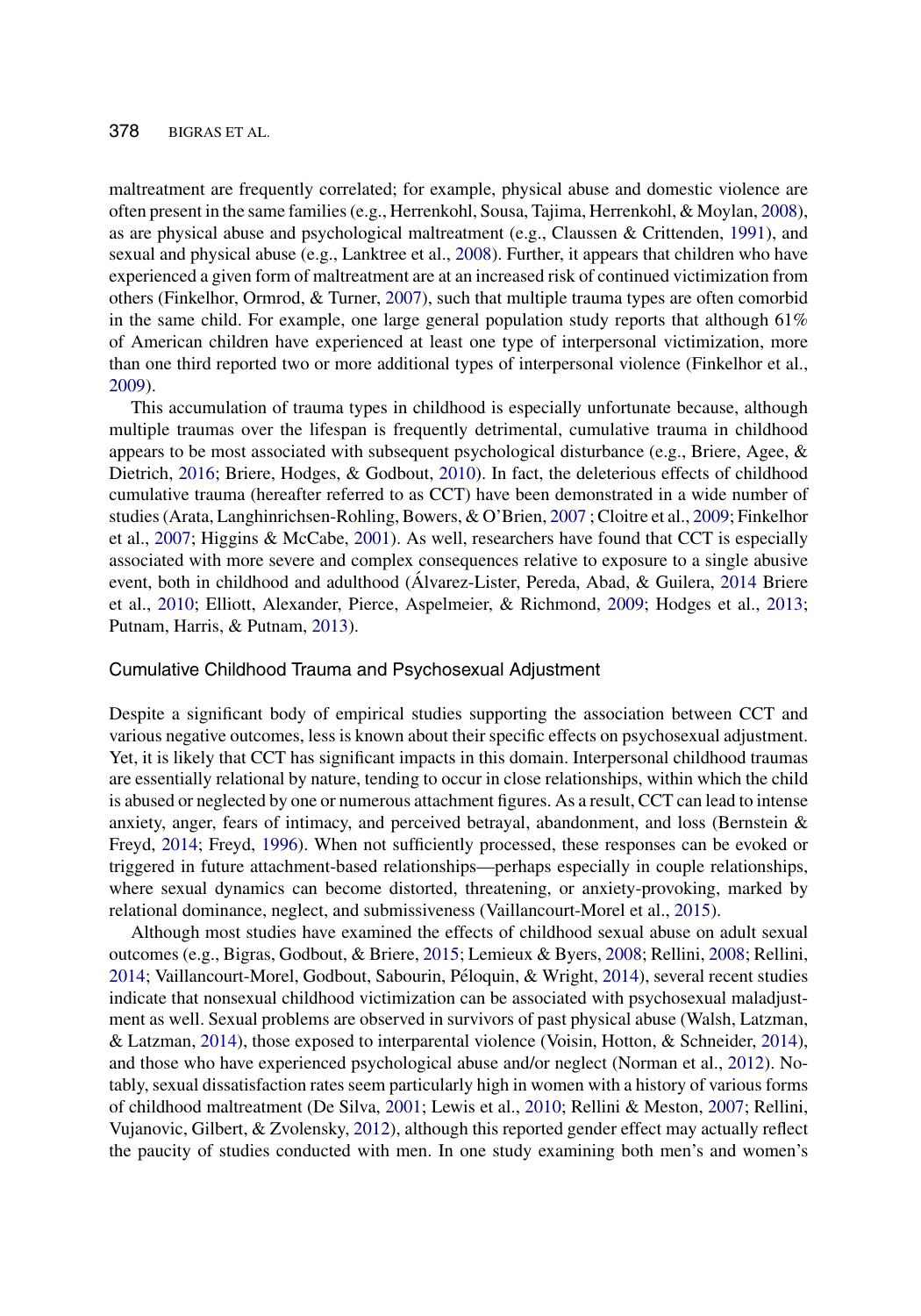maltreatment are frequently correlated; for example, physical abuse and domestic violence are often present in the same families (e.g., Herrenkohl, Sousa, Tajima, Herrenkohl, & Moylan, 2008), as are physical abuse and psychological maltreatment (e.g., Claussen & Crittenden, 1991), and sexual and physical abuse (e.g., Lanktree et al., 2008). Further, it appears that children who have experienced a given form of maltreatment are at an increased risk of continued victimization from others (Finkelhor, Ormrod, & Turner, 2007), such that multiple trauma types are often comorbid in the same child. For example, one large general population study reports that although 61% of American children have experienced at least one type of interpersonal victimization, more than one third reported two or more additional types of interpersonal violence (Finkelhor et al., 2009).

This accumulation of trauma types in childhood is especially unfortunate because, although multiple traumas over the lifespan is frequently detrimental, cumulative trauma in childhood appears to be most associated with subsequent psychological disturbance (e.g., Briere, Agee, & Dietrich, 2016; Briere, Hodges, & Godbout, 2010). In fact, the deleterious effects of childhood cumulative trauma (hereafter referred to as CCT) have been demonstrated in a wide number of studies (Arata, Langhinrichsen-Rohling, Bowers, & O'Brien, 2007 ; Cloitre et al., 2009; Finkelhor et al., 2007; Higgins & McCabe, 2001). As well, researchers have found that CCT is especially associated with more severe and complex consequences relative to exposure to a single abusive event, both in childhood and adulthood (Álvarez-Lister, Pereda, Abad, & Guilera, 2014 Briere et al., 2010; Elliott, Alexander, Pierce, Aspelmeier, & Richmond, 2009; Hodges et al., 2013; Putnam, Harris, & Putnam, 2013).

## Cumulative Childhood Trauma and Psychosexual Adjustment

Despite a significant body of empirical studies supporting the association between CCT and various negative outcomes, less is known about their specific effects on psychosexual adjustment. Yet, it is likely that CCT has significant impacts in this domain. Interpersonal childhood traumas are essentially relational by nature, tending to occur in close relationships, within which the child is abused or neglected by one or numerous attachment figures. As a result, CCT can lead to intense anxiety, anger, fears of intimacy, and perceived betrayal, abandonment, and loss (Bernstein & Freyd, 2014; Freyd, 1996). When not sufficiently processed, these responses can be evoked or triggered in future attachment-based relationships—perhaps especially in couple relationships, where sexual dynamics can become distorted, threatening, or anxiety-provoking, marked by relational dominance, neglect, and submissiveness (Vaillancourt-Morel et al., 2015).

Although most studies have examined the effects of childhood sexual abuse on adult sexual outcomes (e.g., Bigras, Godbout, & Briere, 2015; Lemieux & Byers, 2008; Rellini, 2008; Rellini, 2014; Vaillancourt-Morel, Godbout, Sabourin, Péloquin, & Wright, 2014), several recent studies indicate that nonsexual childhood victimization can be associated with psychosexual maladjustment as well. Sexual problems are observed in survivors of past physical abuse (Walsh, Latzman, & Latzman, 2014), those exposed to interparental violence (Voisin, Hotton, & Schneider, 2014), and those who have experienced psychological abuse and/or neglect (Norman et al., 2012). Notably, sexual dissatisfaction rates seem particularly high in women with a history of various forms of childhood maltreatment (De Silva, 2001; Lewis et al., 2010; Rellini & Meston, 2007; Rellini, Vujanovic, Gilbert, & Zvolensky, 2012), although this reported gender effect may actually reflect the paucity of studies conducted with men. In one study examining both men's and women's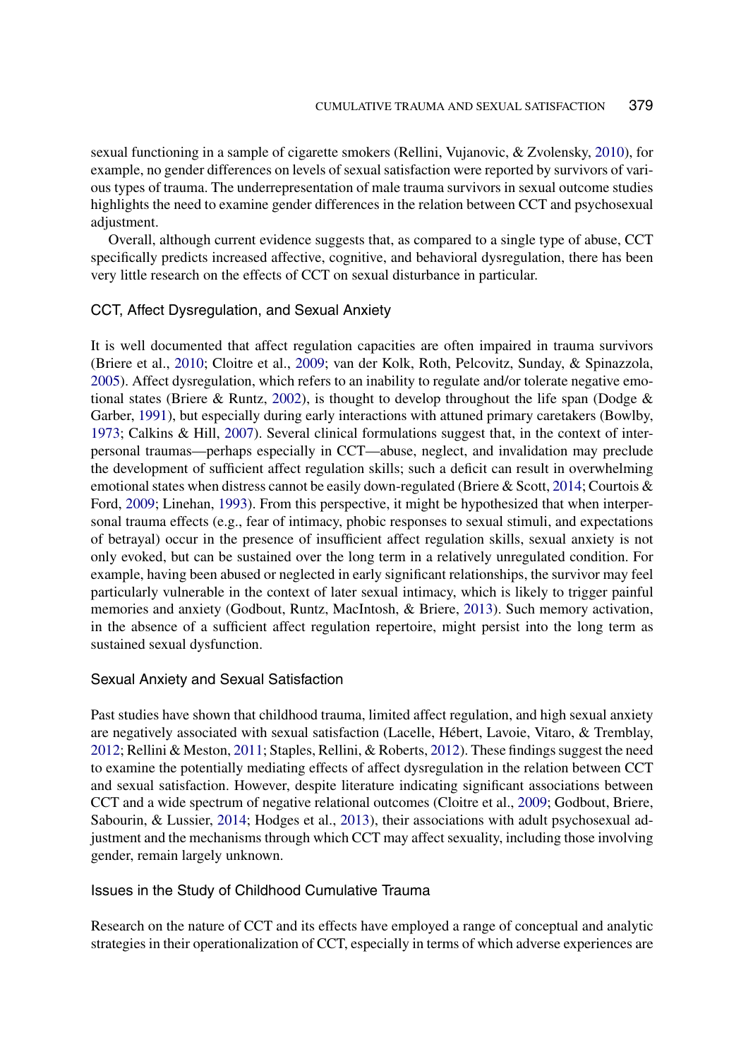sexual functioning in a sample of cigarette smokers (Rellini, Vujanovic, & Zvolensky, 2010), for example, no gender differences on levels of sexual satisfaction were reported by survivors of various types of trauma. The underrepresentation of male trauma survivors in sexual outcome studies highlights the need to examine gender differences in the relation between CCT and psychosexual adjustment.

Overall, although current evidence suggests that, as compared to a single type of abuse, CCT specifically predicts increased affective, cognitive, and behavioral dysregulation, there has been very little research on the effects of CCT on sexual disturbance in particular.

### CCT, Affect Dysregulation, and Sexual Anxiety

It is well documented that affect regulation capacities are often impaired in trauma survivors (Briere et al., 2010; Cloitre et al., 2009; van der Kolk, Roth, Pelcovitz, Sunday, & Spinazzola, 2005). Affect dysregulation, which refers to an inability to regulate and/or tolerate negative emotional states (Briere & Runtz, 2002), is thought to develop throughout the life span (Dodge & Garber, 1991), but especially during early interactions with attuned primary caretakers (Bowlby, 1973; Calkins & Hill, 2007). Several clinical formulations suggest that, in the context of interpersonal traumas—perhaps especially in CCT—abuse, neglect, and invalidation may preclude the development of sufficient affect regulation skills; such a deficit can result in overwhelming emotional states when distress cannot be easily down-regulated (Briere & Scott, 2014; Courtois & Ford, 2009; Linehan, 1993). From this perspective, it might be hypothesized that when interpersonal trauma effects (e.g., fear of intimacy, phobic responses to sexual stimuli, and expectations of betrayal) occur in the presence of insufficient affect regulation skills, sexual anxiety is not only evoked, but can be sustained over the long term in a relatively unregulated condition. For example, having been abused or neglected in early significant relationships, the survivor may feel particularly vulnerable in the context of later sexual intimacy, which is likely to trigger painful memories and anxiety (Godbout, Runtz, MacIntosh, & Briere, 2013). Such memory activation, in the absence of a sufficient affect regulation repertoire, might persist into the long term as sustained sexual dysfunction.

### Sexual Anxiety and Sexual Satisfaction

Past studies have shown that childhood trauma, limited affect regulation, and high sexual anxiety are negatively associated with sexual satisfaction (Lacelle, Hébert, Lavoie, Vitaro, & Tremblay, 2012; Rellini & Meston, 2011; Staples, Rellini, & Roberts, 2012). These findings suggest the need to examine the potentially mediating effects of affect dysregulation in the relation between CCT and sexual satisfaction. However, despite literature indicating significant associations between CCT and a wide spectrum of negative relational outcomes (Cloitre et al., 2009; Godbout, Briere, Sabourin, & Lussier, 2014; Hodges et al., 2013), their associations with adult psychosexual adjustment and the mechanisms through which CCT may affect sexuality, including those involving gender, remain largely unknown.

### Issues in the Study of Childhood Cumulative Trauma

Research on the nature of CCT and its effects have employed a range of conceptual and analytic strategies in their operationalization of CCT, especially in terms of which adverse experiences are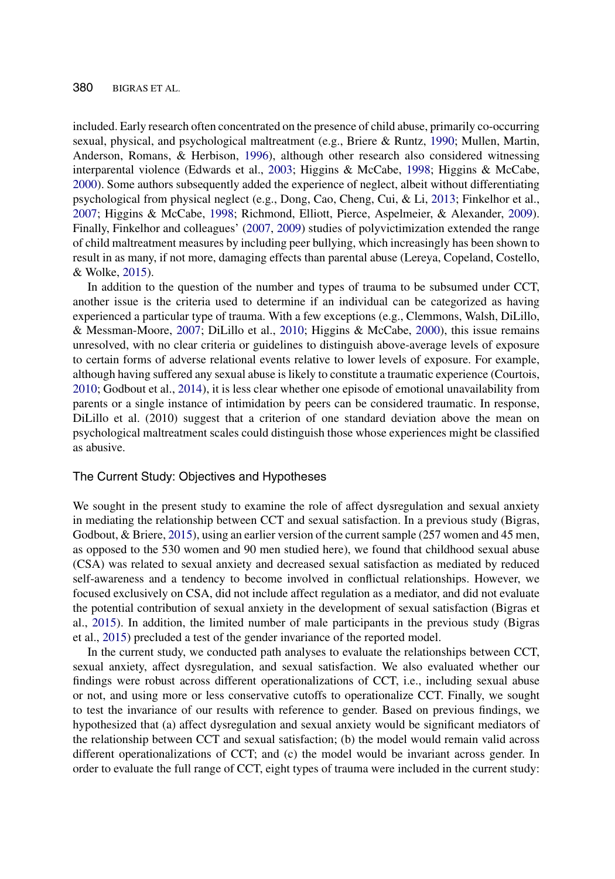included. Early research often concentrated on the presence of child abuse, primarily co-occurring sexual, physical, and psychological maltreatment (e.g., Briere & Runtz, 1990; Mullen, Martin, Anderson, Romans, & Herbison, 1996), although other research also considered witnessing interparental violence (Edwards et al., 2003; Higgins & McCabe, 1998; Higgins & McCabe, 2000). Some authors subsequently added the experience of neglect, albeit without differentiating psychological from physical neglect (e.g., Dong, Cao, Cheng, Cui, & Li, 2013; Finkelhor et al., 2007; Higgins & McCabe, 1998; Richmond, Elliott, Pierce, Aspelmeier, & Alexander, 2009). Finally, Finkelhor and colleagues' (2007, 2009) studies of polyvictimization extended the range of child maltreatment measures by including peer bullying, which increasingly has been shown to result in as many, if not more, damaging effects than parental abuse (Lereya, Copeland, Costello, & Wolke, 2015).

In addition to the question of the number and types of trauma to be subsumed under CCT, another issue is the criteria used to determine if an individual can be categorized as having experienced a particular type of trauma. With a few exceptions (e.g., Clemmons, Walsh, DiLillo, & Messman-Moore, 2007; DiLillo et al., 2010; Higgins & McCabe, 2000), this issue remains unresolved, with no clear criteria or guidelines to distinguish above-average levels of exposure to certain forms of adverse relational events relative to lower levels of exposure. For example, although having suffered any sexual abuse is likely to constitute a traumatic experience (Courtois, 2010; Godbout et al., 2014), it is less clear whether one episode of emotional unavailability from parents or a single instance of intimidation by peers can be considered traumatic. In response, DiLillo et al. (2010) suggest that a criterion of one standard deviation above the mean on psychological maltreatment scales could distinguish those whose experiences might be classified as abusive.

## The Current Study: Objectives and Hypotheses

We sought in the present study to examine the role of affect dysregulation and sexual anxiety in mediating the relationship between CCT and sexual satisfaction. In a previous study (Bigras, Godbout, & Briere, 2015), using an earlier version of the current sample (257 women and 45 men, as opposed to the 530 women and 90 men studied here), we found that childhood sexual abuse (CSA) was related to sexual anxiety and decreased sexual satisfaction as mediated by reduced self-awareness and a tendency to become involved in conflictual relationships. However, we focused exclusively on CSA, did not include affect regulation as a mediator, and did not evaluate the potential contribution of sexual anxiety in the development of sexual satisfaction (Bigras et al., 2015). In addition, the limited number of male participants in the previous study (Bigras et al., 2015) precluded a test of the gender invariance of the reported model.

In the current study, we conducted path analyses to evaluate the relationships between CCT, sexual anxiety, affect dysregulation, and sexual satisfaction. We also evaluated whether our findings were robust across different operationalizations of CCT, i.e., including sexual abuse or not, and using more or less conservative cutoffs to operationalize CCT. Finally, we sought to test the invariance of our results with reference to gender. Based on previous findings, we hypothesized that (a) affect dysregulation and sexual anxiety would be significant mediators of the relationship between CCT and sexual satisfaction; (b) the model would remain valid across different operationalizations of CCT; and (c) the model would be invariant across gender. In order to evaluate the full range of CCT, eight types of trauma were included in the current study: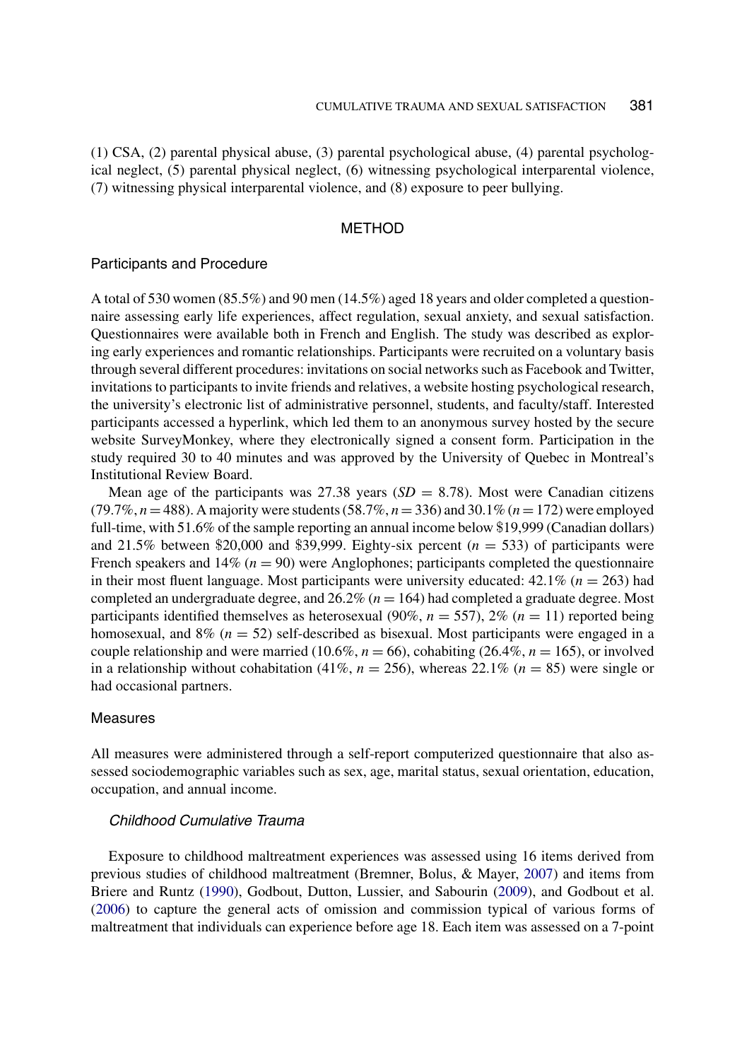(1) CSA, (2) parental physical abuse, (3) parental psychological abuse, (4) parental psychological neglect, (5) parental physical neglect, (6) witnessing psychological interparental violence, (7) witnessing physical interparental violence, and (8) exposure to peer bullying.

## METHOD

### Participants and Procedure

A total of 530 women (85.5%) and 90 men (14.5%) aged 18 years and older completed a questionnaire assessing early life experiences, affect regulation, sexual anxiety, and sexual satisfaction. Questionnaires were available both in French and English. The study was described as exploring early experiences and romantic relationships. Participants were recruited on a voluntary basis through several different procedures: invitations on social networks such as Facebook and Twitter, invitations to participants to invite friends and relatives, a website hosting psychological research, the university's electronic list of administrative personnel, students, and faculty/staff. Interested participants accessed a hyperlink, which led them to an anonymous survey hosted by the secure website SurveyMonkey, where they electronically signed a consent form. Participation in the study required 30 to 40 minutes and was approved by the University of Quebec in Montreal's Institutional Review Board.

Mean age of the participants was 27.38 years ($SD = 8.78$). Most were Canadian citizens (79.7%, $n = 488$). A majority were students (58.7%, $n = 336$) and 30.1% ($n = 172$) were employed full-time, with 51.6% of the sample reporting an annual income below \$19,999 (Canadian dollars) and 21.5% between \$20,000 and \$39,999. Eighty-six percent ($n = 533$) of participants were French speakers and 14% ($n = 90$) were Anglophones; participants completed the questionnaire in their most fluent language. Most participants were university educated: 42.1% ($n = 263$) had completed an undergraduate degree, and 26.2% ($n = 164$) had completed a graduate degree. Most participants identified themselves as heterosexual (90%, $n = 557$), 2% ($n = 11$) reported being homosexual, and 8% ($n = 52$) self-described as bisexual. Most participants were engaged in a couple relationship and were married (10.6%, $n = 66$), cohabiting (26.4%, $n = 165$), or involved in a relationship without cohabitation (41%, $n = 256$), whereas 22.1% ($n = 85$) were single or had occasional partners.

### Measures

All measures were administered through a self-report computerized questionnaire that also assessed sociodemographic variables such as sex, age, marital status, sexual orientation, education, occupation, and annual income.

#### *Childhood Cumulative Trauma*

Exposure to childhood maltreatment experiences was assessed using 16 items derived from previous studies of childhood maltreatment (Bremner, Bolus, & Mayer, 2007) and items from Briere and Runtz (1990), Godbout, Dutton, Lussier, and Sabourin (2009), and Godbout et al. (2006) to capture the general acts of omission and commission typical of various forms of maltreatment that individuals can experience before age 18. Each item was assessed on a 7-point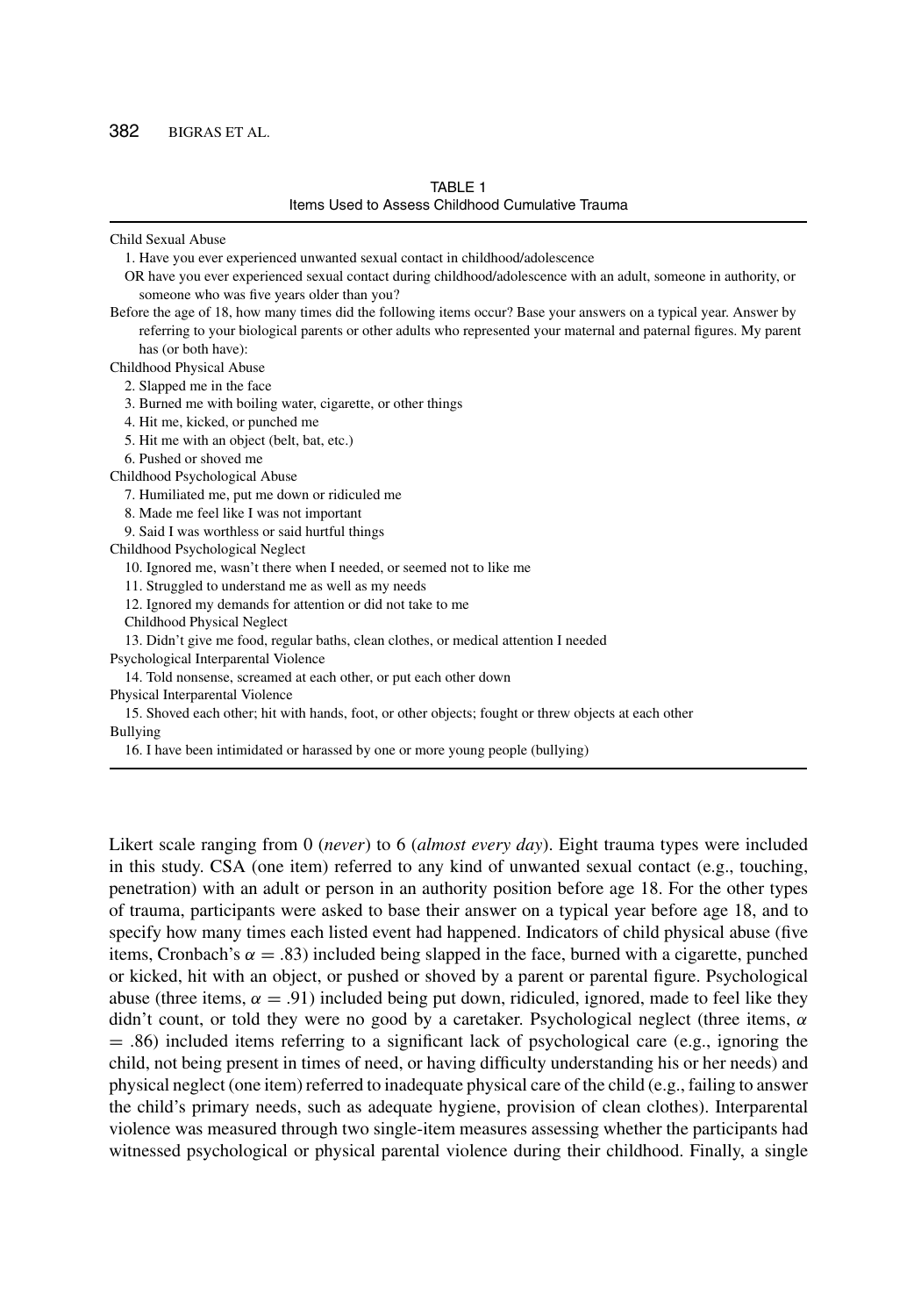TABLE 1
Items Used to Assess Childhood Cumulative Trauma

Child Sexual Abuse

1. Have you ever experienced unwanted sexual contact in childhood/adolescence

OR have you ever experienced sexual contact during childhood/adolescence with an adult, someone in authority, or someone who was five years older than you?

Before the age of 18, how many times did the following items occur? Base your answers on a typical year. Answer by referring to your biological parents or other adults who represented your maternal and paternal figures. My parent has (or both have):

Childhood Physical Abuse

2. Slapped me in the face
3. Burned me with boiling water, cigarette, or other things
4. Hit me, kicked, or punched me
5. Hit me with an object (belt, bat, etc.)
6. Pushed or shoved me

Childhood Psychological Abuse

7. Humiliated me, put me down or ridiculed me
8. Made me feel like I was not important
9. Said I was worthless or said hurtful things

Childhood Psychological Neglect

10. Ignored me, wasn't there when I needed, or seemed not to like me
11. Struggled to understand me as well as my needs
12. Ignored my demands for attention or did not take to me

Childhood Physical Neglect

13. Didn't give me food, regular baths, clean clothes, or medical attention I needed

Psychological Interparental Violence

14. Told nonsense, screamed at each other, or put each other down

Physical Interparental Violence

15. Shoved each other; hit with hands, foot, or other objects; fought or threw objects at each other

Bullying

16. I have been intimidated or harassed by one or more young people (bullying)

Likert scale ranging from 0 (*never*) to 6 (*almost every day*). Eight trauma types were included in this study. CSA (one item) referred to any kind of unwanted sexual contact (e.g., touching, penetration) with an adult or person in an authority position before age 18. For the other types of trauma, participants were asked to base their answer on a typical year before age 18, and to specify how many times each listed event had happened. Indicators of child physical abuse (five items, Cronbach's $\alpha = .83$) included being slapped in the face, burned with a cigarette, punched or kicked, hit with an object, or pushed or shoved by a parent or parental figure. Psychological abuse (three items, $\alpha = .91$) included being put down, ridiculed, ignored, made to feel like they didn't count, or told they were no good by a caretaker. Psychological neglect (three items, $\alpha = .86$) included items referring to a significant lack of psychological care (e.g., ignoring the child, not being present in times of need, or having difficulty understanding his or her needs) and physical neglect (one item) referred to inadequate physical care of the child (e.g., failing to answer the child's primary needs, such as adequate hygiene, provision of clean clothes). Interparental violence was measured through two single-item measures assessing whether the participants had witnessed psychological or physical parental violence during their childhood. Finally, a single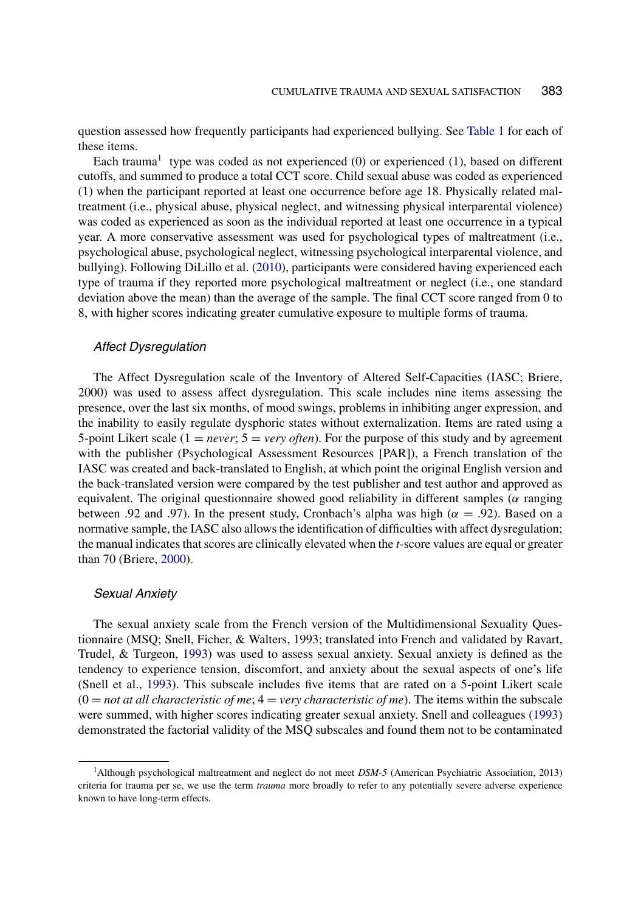question assessed how frequently participants had experienced bullying. See Table 1 for each of these items.

Each trauma[1] type was coded as not experienced (0) or experienced (1), based on different cutoffs, and summed to produce a total CCT score. Child sexual abuse was coded as experienced (1) when the participant reported at least one occurrence before age 18. Physically related maltreatment (i.e., physical abuse, physical neglect, and witnessing physical interparental violence) was coded as experienced as soon as the individual reported at least one occurrence in a typical year. A more conservative assessment was used for psychological types of maltreatment (i.e., psychological abuse, psychological neglect, witnessing psychological interparental violence, and bullying). Following DiLillo et al. (2010), participants were considered having experienced each type of trauma if they reported more psychological maltreatment or neglect (i.e., one standard deviation above the mean) than the average of the sample. The final CCT score ranged from 0 to 8, with higher scores indicating greater cumulative exposure to multiple forms of trauma.

### *Affect Dysregulation*

The Affect Dysregulation scale of the Inventory of Altered Self-Capacities (IASC; Briere, 2000) was used to assess affect dysregulation. This scale includes nine items assessing the presence, over the last six months, of mood swings, problems in inhibiting anger expression, and the inability to easily regulate dysphoric states without externalization. Items are rated using a 5-point Likert scale (1 = *never*; 5 = *very often*). For the purpose of this study and by agreement with the publisher (Psychological Assessment Resources [PAR]), a French translation of the IASC was created and back-translated to English, at which point the original English version and the back-translated version were compared by the test publisher and test author and approved as equivalent. The original questionnaire showed good reliability in different samples ($\alpha$ ranging between .92 and .97). In the present study, Cronbach's alpha was high ($\alpha = .92$). Based on a normative sample, the IASC also allows the identification of difficulties with affect dysregulation; the manual indicates that scores are clinically elevated when the *t*-score values are equal or greater than 70 (Briere, 2000).

### *Sexual Anxiety*

The sexual anxiety scale from the French version of the Multidimensional Sexuality Questionnaire (MSQ; Snell, Ficher, & Walters, 1993; translated into French and validated by Ravart, Trudel, & Turgeon, 1993) was used to assess sexual anxiety. Sexual anxiety is defined as the tendency to experience tension, discomfort, and anxiety about the sexual aspects of one's life (Snell et al., 1993). This subscale includes five items that are rated on a 5-point Likert scale (0 = *not at all characteristic of me*; 4 = *very characteristic of me*). The items within the subscale were summed, with higher scores indicating greater sexual anxiety. Snell and colleagues (1993) demonstrated the factorial validity of the MSQ subscales and found them not to be contaminated

---

[1]Although psychological maltreatment and neglect do not meet *DSM-5* (American Psychiatric Association, 2013) criteria for trauma per se, we use the term *trauma* more broadly to refer to any potentially severe adverse experience known to have long-term effects.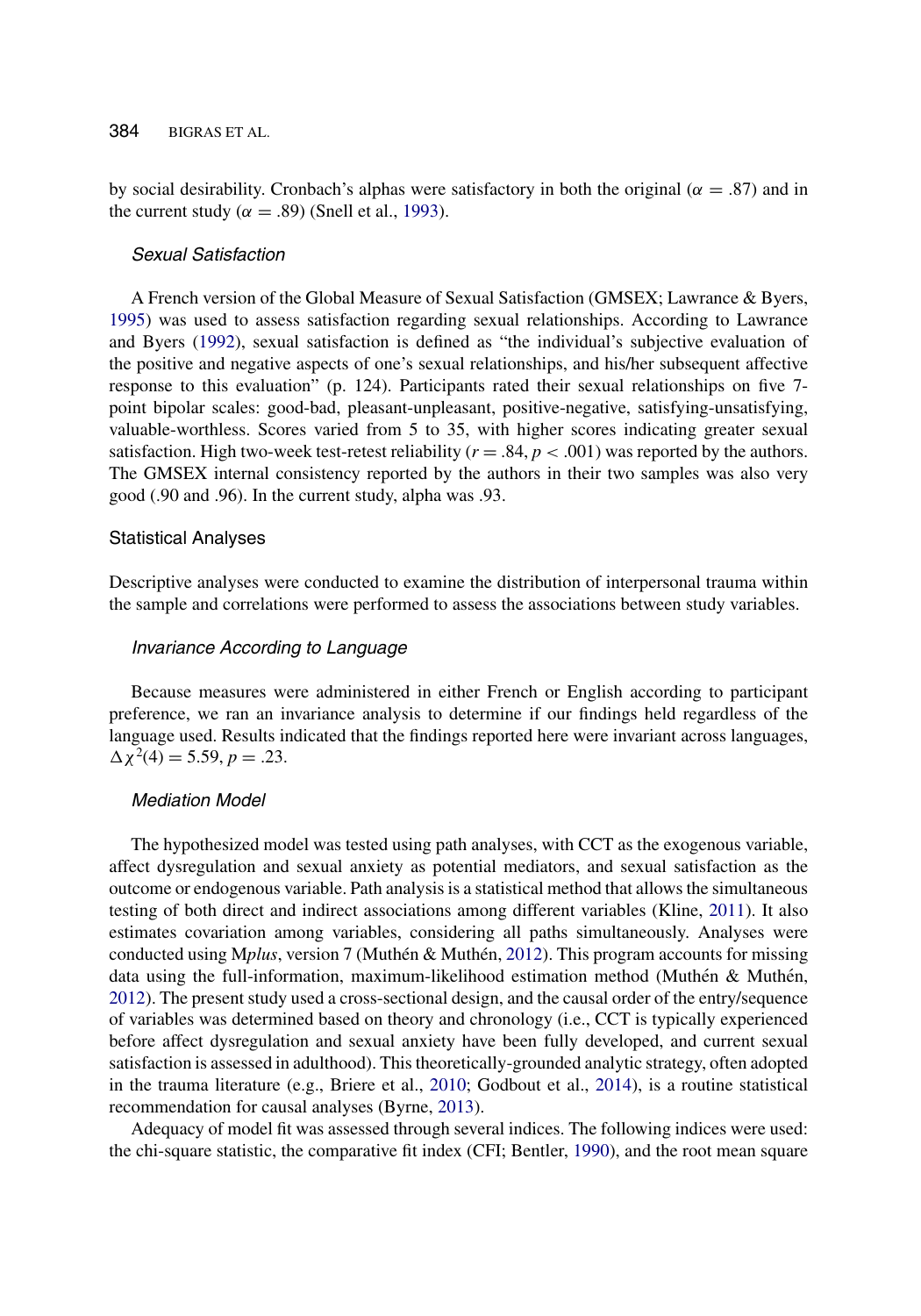by social desirability. Cronbach's alphas were satisfactory in both the original ($\alpha = .87$) and in the current study ($\alpha = .89$) (Snell et al., 1993).

### *Sexual Satisfaction*

A French version of the Global Measure of Sexual Satisfaction (GMSEX; Lawrance & Byers, 1995) was used to assess satisfaction regarding sexual relationships. According to Lawrance and Byers (1992), sexual satisfaction is defined as "the individual's subjective evaluation of the positive and negative aspects of one's sexual relationships, and his/her subsequent affective response to this evaluation" (p. 124). Participants rated their sexual relationships on five 7-point bipolar scales: good-bad, pleasant-unpleasant, positive-negative, satisfying-unsatisfying, valuable-worthless. Scores varied from 5 to 35, with higher scores indicating greater sexual satisfaction. High two-week test-retest reliability ($r = .84$, $p < .001$) was reported by the authors. The GMSEX internal consistency reported by the authors in their two samples was also very good (.90 and .96). In the current study, alpha was .93.

## Statistical Analyses

Descriptive analyses were conducted to examine the distribution of interpersonal trauma within the sample and correlations were performed to assess the associations between study variables.

### *Invariance According to Language*

Because measures were administered in either French or English according to participant preference, we ran an invariance analysis to determine if our findings held regardless of the language used. Results indicated that the findings reported here were invariant across languages, $\Delta\chi^2(4) = 5.59$, $p = .23$.

### *Mediation Model*

The hypothesized model was tested using path analyses, with CCT as the exogenous variable, affect dysregulation and sexual anxiety as potential mediators, and sexual satisfaction as the outcome or endogenous variable. Path analysis is a statistical method that allows the simultaneous testing of both direct and indirect associations among different variables (Kline, 2011). It also estimates covariation among variables, considering all paths simultaneously. Analyses were conducted using M*plus*, version 7 (Muthén & Muthén, 2012). This program accounts for missing data using the full-information, maximum-likelihood estimation method (Muthén & Muthén, 2012). The present study used a cross-sectional design, and the causal order of the entry/sequence of variables was determined based on theory and chronology (i.e., CCT is typically experienced before affect dysregulation and sexual anxiety have been fully developed, and current sexual satisfaction is assessed in adulthood). This theoretically-grounded analytic strategy, often adopted in the trauma literature (e.g., Briere et al., 2010; Godbout et al., 2014), is a routine statistical recommendation for causal analyses (Byrne, 2013).

Adequacy of model fit was assessed through several indices. The following indices were used: the chi-square statistic, the comparative fit index (CFI; Bentler, 1990), and the root mean square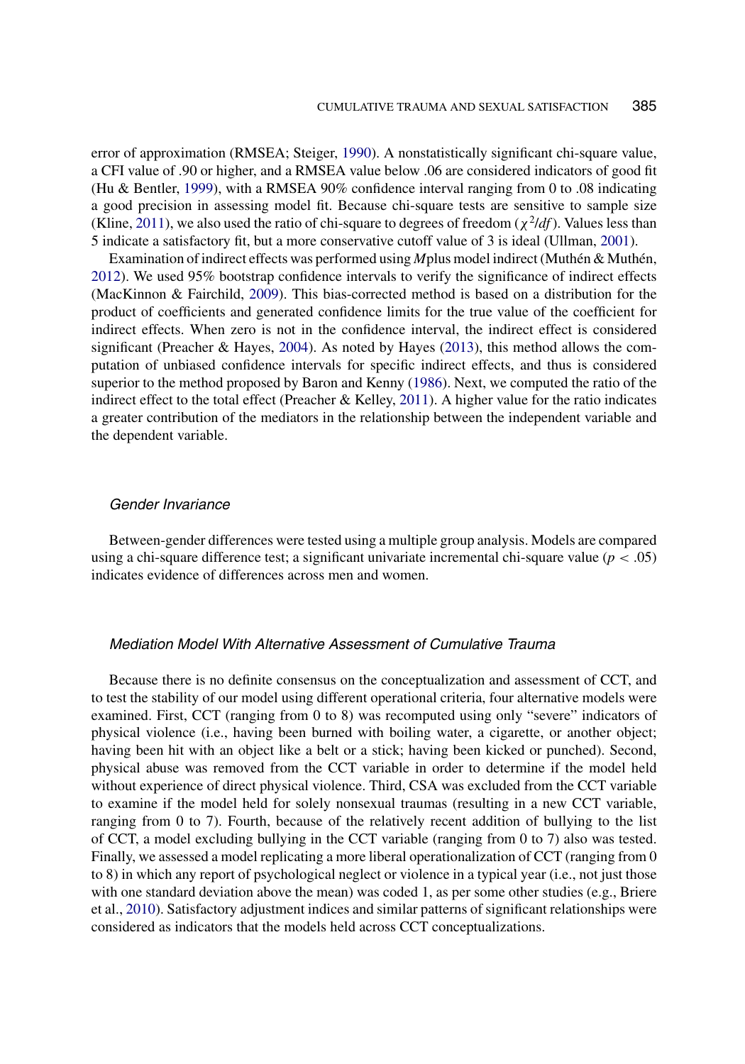error of approximation (RMSEA; Steiger, 1990). A nonstatistically significant chi-square value, a CFI value of .90 or higher, and a RMSEA value below .06 are considered indicators of good fit (Hu & Bentler, 1999), with a RMSEA 90% confidence interval ranging from 0 to .08 indicating a good precision in assessing model fit. Because chi-square tests are sensitive to sample size (Kline, 2011), we also used the ratio of chi-square to degrees of freedom ($\chi^2/df$). Values less than 5 indicate a satisfactory fit, but a more conservative cutoff value of 3 is ideal (Ullman, 2001).

Examination of indirect effects was performed using *M*plus model indirect (Muthén & Muthén, 2012). We used 95% bootstrap confidence intervals to verify the significance of indirect effects (MacKinnon & Fairchild, 2009). This bias-corrected method is based on a distribution for the product of coefficients and generated confidence limits for the true value of the coefficient for indirect effects. When zero is not in the confidence interval, the indirect effect is considered significant (Preacher & Hayes, 2004). As noted by Hayes (2013), this method allows the computation of unbiased confidence intervals for specific indirect effects, and thus is considered superior to the method proposed by Baron and Kenny (1986). Next, we computed the ratio of the indirect effect to the total effect (Preacher & Kelley, 2011). A higher value for the ratio indicates a greater contribution of the mediators in the relationship between the independent variable and the dependent variable.

### *Gender Invariance*

Between-gender differences were tested using a multiple group analysis. Models are compared using a chi-square difference test; a significant univariate incremental chi-square value ($p < .05$) indicates evidence of differences across men and women.

### *Mediation Model With Alternative Assessment of Cumulative Trauma*

Because there is no definite consensus on the conceptualization and assessment of CCT, and to test the stability of our model using different operational criteria, four alternative models were examined. First, CCT (ranging from 0 to 8) was recomputed using only "severe" indicators of physical violence (i.e., having been burned with boiling water, a cigarette, or another object; having been hit with an object like a belt or a stick; having been kicked or punched). Second, physical abuse was removed from the CCT variable in order to determine if the model held without experience of direct physical violence. Third, CSA was excluded from the CCT variable to examine if the model held for solely nonsexual traumas (resulting in a new CCT variable, ranging from 0 to 7). Fourth, because of the relatively recent addition of bullying to the list of CCT, a model excluding bullying in the CCT variable (ranging from 0 to 7) also was tested. Finally, we assessed a model replicating a more liberal operationalization of CCT (ranging from 0 to 8) in which any report of psychological neglect or violence in a typical year (i.e., not just those with one standard deviation above the mean) was coded 1, as per some other studies (e.g., Briere et al., 2010). Satisfactory adjustment indices and similar patterns of significant relationships were considered as indicators that the models held across CCT conceptualizations.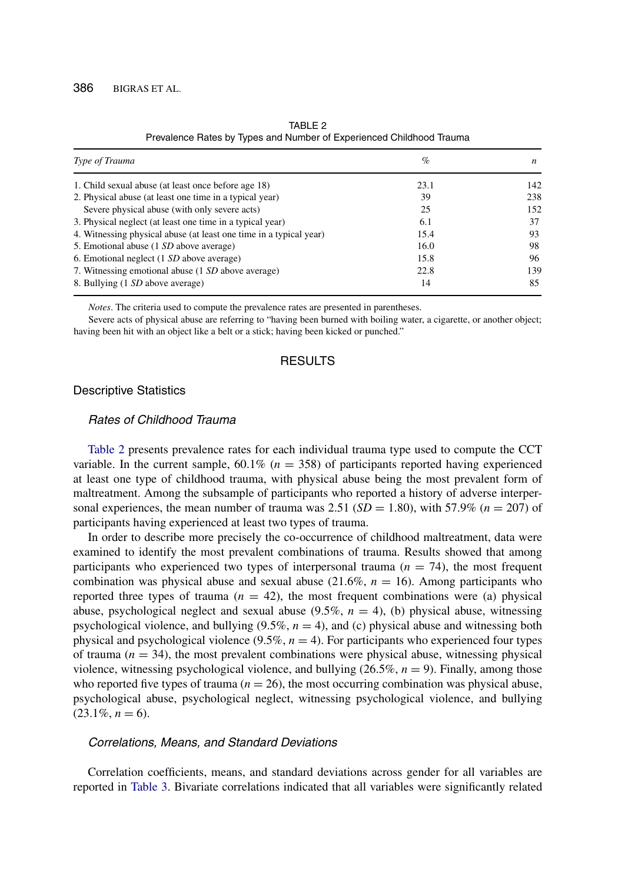TABLE 2
Prevalence Rates by Types and Number of Experienced Childhood Trauma

| *Type of Trauma* | % | *n* |
|---|---|---|
| 1. Child sexual abuse (at least once before age 18) | 23.1 | 142 |
| 2. Physical abuse (at least one time in a typical year) | 39 | 238 |
| Severe physical abuse (with only severe acts) | 25 | 152 |
| 3. Physical neglect (at least one time in a typical year) | 6.1 | 37 |
| 4. Witnessing physical abuse (at least one time in a typical year) | 15.4 | 93 |
| 5. Emotional abuse (1 *SD* above average) | 16.0 | 98 |
| 6. Emotional neglect (1 *SD* above average) | 15.8 | 96 |
| 7. Witnessing emotional abuse (1 *SD* above average) | 22.8 | 139 |
| 8. Bullying (1 *SD* above average) | 14 | 85 |

*Notes*. The criteria used to compute the prevalence rates are presented in parentheses.

Severe acts of physical abuse are referring to "having been burned with boiling water, a cigarette, or another object; having been hit with an object like a belt or a stick; having been kicked or punched."

## RESULTS

### Descriptive Statistics

#### *Rates of Childhood Trauma*

Table 2 presents prevalence rates for each individual trauma type used to compute the CCT variable. In the current sample, 60.1% ($n = 358$) of participants reported having experienced at least one type of childhood trauma, with physical abuse being the most prevalent form of maltreatment. Among the subsample of participants who reported a history of adverse interpersonal experiences, the mean number of trauma was 2.51 ($SD = 1.80$), with 57.9% ($n = 207$) of participants having experienced at least two types of trauma.

In order to describe more precisely the co-occurrence of childhood maltreatment, data were examined to identify the most prevalent combinations of trauma. Results showed that among participants who experienced two types of interpersonal trauma ($n = 74$), the most frequent combination was physical abuse and sexual abuse (21.6%, $n = 16$). Among participants who reported three types of trauma ($n = 42$), the most frequent combinations were (a) physical abuse, psychological neglect and sexual abuse (9.5%, $n = 4$), (b) physical abuse, witnessing psychological violence, and bullying (9.5%, $n = 4$), and (c) physical abuse and witnessing both physical and psychological violence (9.5%, $n = 4$). For participants who experienced four types of trauma ($n = 34$), the most prevalent combinations were physical abuse, witnessing physical violence, witnessing psychological violence, and bullying (26.5%, $n = 9$). Finally, among those who reported five types of trauma ($n = 26$), the most occurring combination was physical abuse, psychological abuse, psychological neglect, witnessing psychological violence, and bullying (23.1%, $n = 6$).

#### *Correlations, Means, and Standard Deviations*

Correlation coefficients, means, and standard deviations across gender for all variables are reported in Table 3. Bivariate correlations indicated that all variables were significantly related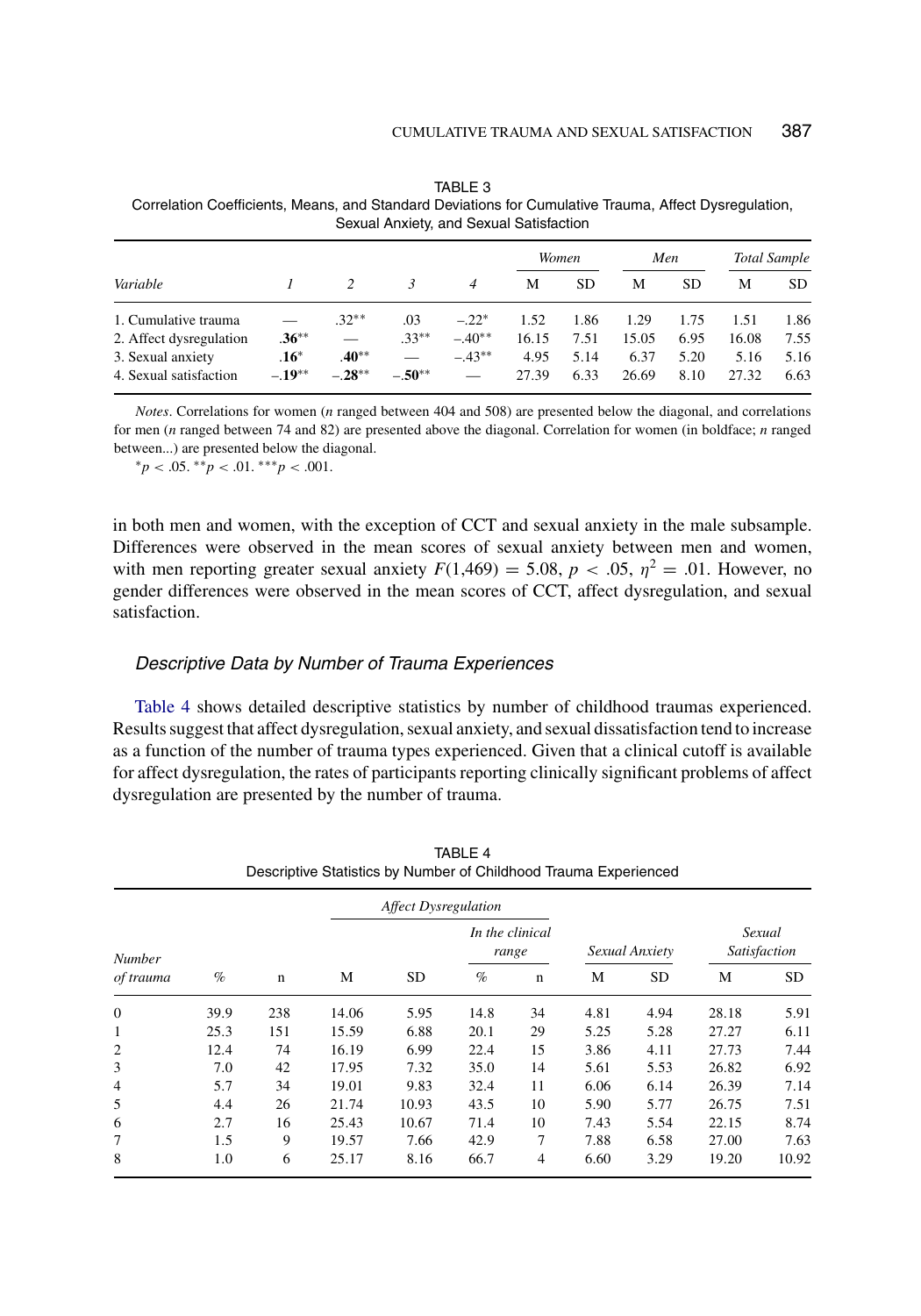TABLE 3
Correlation Coefficients, Means, and Standard Deviations for Cumulative Trauma, Affect Dysregulation, Sexual Anxiety, and Sexual Satisfaction

| Variable | 1 | 2 | 3 | 4 | Women | | Men | | Total Sample | |
|---|---|---|---|---|---|---|---|---|---|---|
| | | | | | M | SD | M | SD | M | SD |
| 1. Cumulative trauma | — | .32** | .03 | −.22* | 1.52 | 1.86 | 1.29 | 1.75 | 1.51 | 1.86 |
| 2. Affect dysregulation | **.36**** | — | .33** | −.40** | 16.15 | 7.51 | 15.05 | 6.95 | 16.08 | 7.55 |
| 3. Sexual anxiety | **.16*** | **.40**** | — | −.43** | 4.95 | 5.14 | 6.37 | 5.20 | 5.16 | 5.16 |
| 4. Sexual satisfaction | **−.19**** | **−.28**** | **−.50**** | — | 27.39 | 6.33 | 26.69 | 8.10 | 27.32 | 6.63 |

*Notes*. Correlations for women (*n* ranged between 404 and 508) are presented below the diagonal, and correlations for men (*n* ranged between 74 and 82) are presented above the diagonal. Correlation for women (in boldface; *n* ranged between...) are presented below the diagonal.

*$p < .05$. **$p < .01$. ***$p < .001$.

in both men and women, with the exception of CCT and sexual anxiety in the male subsample. Differences were observed in the mean scores of sexual anxiety between men and women, with men reporting greater sexual anxiety $F(1,469) = 5.08$, $p < .05$, $\eta^2 = .01$. However, no gender differences were observed in the mean scores of CCT, affect dysregulation, and sexual satisfaction.

### Descriptive Data by Number of Trauma Experiences

Table 4 shows detailed descriptive statistics by number of childhood traumas experienced. Results suggest that affect dysregulation, sexual anxiety, and sexual dissatisfaction tend to increase as a function of the number of trauma types experienced. Given that a clinical cutoff is available for affect dysregulation, the rates of participants reporting clinically significant problems of affect dysregulation are presented by the number of trauma.

TABLE 4
Descriptive Statistics by Number of Childhood Trauma Experienced

| Number of trauma | % | n | Affect Dysregulation | | | | Sexual Anxiety | | Sexual Satisfaction | |
|---|---|---|---|---|---|---|---|---|---|---|
| | | | | | In the clinical range | | | | | |
| | | | M | SD | % | n | M | SD | M | SD |
| 0 | 39.9 | 238 | 14.06 | 5.95 | 14.8 | 34 | 4.81 | 4.94 | 28.18 | 5.91 |
| 1 | 25.3 | 151 | 15.59 | 6.88 | 20.1 | 29 | 5.25 | 5.28 | 27.27 | 6.11 |
| 2 | 12.4 | 74 | 16.19 | 6.99 | 22.4 | 15 | 3.86 | 4.11 | 27.73 | 7.44 |
| 3 | 7.0 | 42 | 17.95 | 7.32 | 35.0 | 14 | 5.61 | 5.53 | 26.82 | 6.92 |
| 4 | 5.7 | 34 | 19.01 | 9.83 | 32.4 | 11 | 6.06 | 6.14 | 26.39 | 7.14 |
| 5 | 4.4 | 26 | 21.74 | 10.93 | 43.5 | 10 | 5.90 | 5.77 | 26.75 | 7.51 |
| 6 | 2.7 | 16 | 25.43 | 10.67 | 71.4 | 10 | 7.43 | 5.54 | 22.15 | 8.74 |
| 7 | 1.5 | 9 | 19.57 | 7.66 | 42.9 | 7 | 7.88 | 6.58 | 27.00 | 7.63 |
| 8 | 1.0 | 6 | 25.17 | 8.16 | 66.7 | 4 | 6.60 | 3.29 | 19.20 | 10.92 |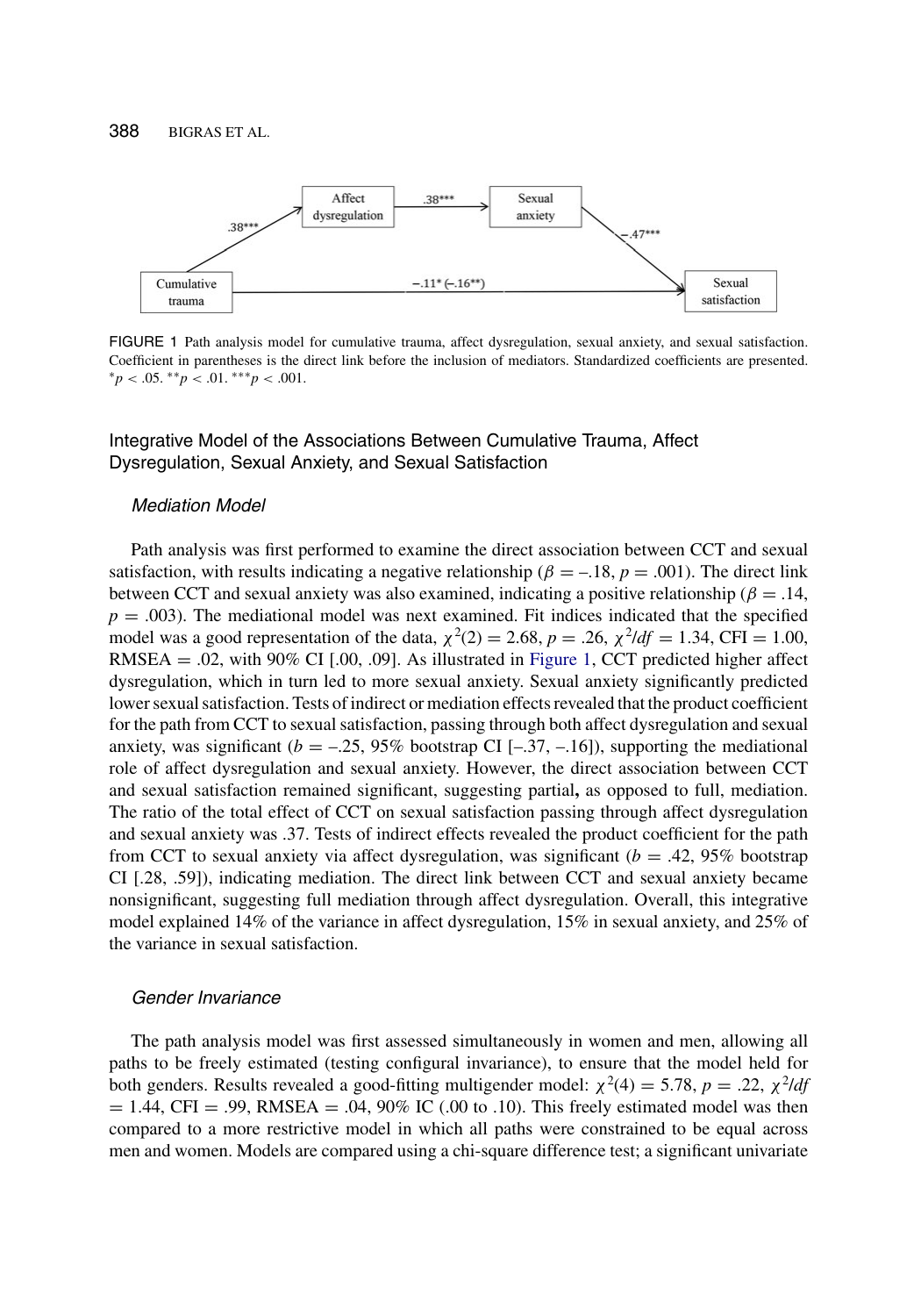FIGURE 1 Path analysis model for cumulative trauma, affect dysregulation, sexual anxiety, and sexual satisfaction. Coefficient in parentheses is the direct link before the inclusion of mediators. Standardized coefficients are presented. $^{*}p < .05$. $^{**}p < .01$. $^{***}p < .001$.

## Integrative Model of the Associations Between Cumulative Trauma, Affect Dysregulation, Sexual Anxiety, and Sexual Satisfaction

### *Mediation Model*

Path analysis was first performed to examine the direct association between CCT and sexual satisfaction, with results indicating a negative relationship ($\beta = -.18$, $p = .001$). The direct link between CCT and sexual anxiety was also examined, indicating a positive relationship ($\beta = .14$, $p = .003$). The mediational model was next examined. Fit indices indicated that the specified model was a good representation of the data, $\chi^2(2) = 2.68$, $p = .26$, $\chi^2/df = 1.34$, CFI = 1.00, RMSEA = .02, with 90% CI [.00, .09]. As illustrated in Figure 1, CCT predicted higher affect dysregulation, which in turn led to more sexual anxiety. Sexual anxiety significantly predicted lower sexual satisfaction. Tests of indirect or mediation effects revealed that the product coefficient for the path from CCT to sexual satisfaction, passing through both affect dysregulation and sexual anxiety, was significant ($b = -.25$, 95% bootstrap CI [–.37, –.16]), supporting the mediational role of affect dysregulation and sexual anxiety. However, the direct association between CCT and sexual satisfaction remained significant, suggesting partial**,** as opposed to full, mediation. The ratio of the total effect of CCT on sexual satisfaction passing through affect dysregulation and sexual anxiety was .37. Tests of indirect effects revealed the product coefficient for the path from CCT to sexual anxiety via affect dysregulation, was significant ($b = .42$, 95% bootstrap CI [.28, .59]), indicating mediation. The direct link between CCT and sexual anxiety became nonsignificant, suggesting full mediation through affect dysregulation. Overall, this integrative model explained 14% of the variance in affect dysregulation, 15% in sexual anxiety, and 25% of the variance in sexual satisfaction.

### *Gender Invariance*

The path analysis model was first assessed simultaneously in women and men, allowing all paths to be freely estimated (testing configural invariance), to ensure that the model held for both genders. Results revealed a good-fitting multigender model: $\chi^2(4) = 5.78$, $p = .22$, $\chi^2/df = 1.44$, CFI = .99, RMSEA = .04, 90% IC (.00 to .10). This freely estimated model was then compared to a more restrictive model in which all paths were constrained to be equal across men and women. Models are compared using a chi-square difference test; a significant univariate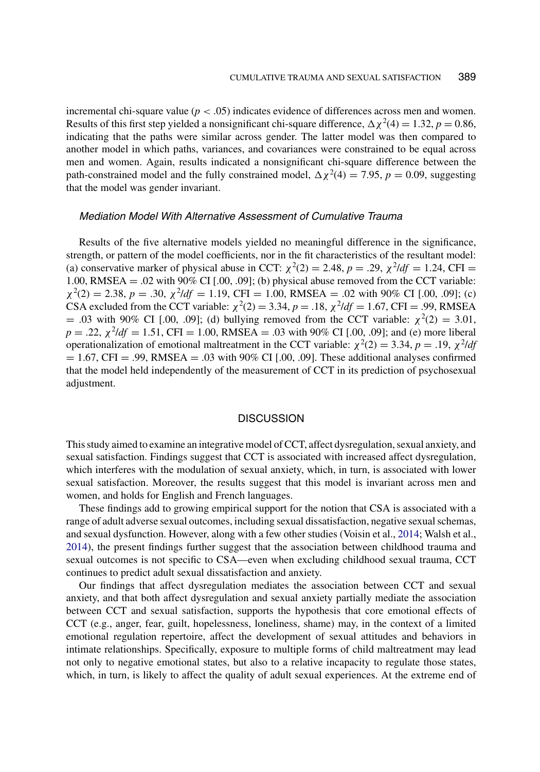incremental chi-square value ($p < .05$) indicates evidence of differences across men and women. Results of this first step yielded a nonsignificant chi-square difference, $\Delta\chi^2(4) = 1.32$, $p = 0.86$, indicating that the paths were similar across gender. The latter model was then compared to another model in which paths, variances, and covariances were constrained to be equal across men and women. Again, results indicated a nonsignificant chi-square difference between the path-constrained model and the fully constrained model, $\Delta\chi^2(4) = 7.95$, $p = 0.09$, suggesting that the model was gender invariant.

### *Mediation Model With Alternative Assessment of Cumulative Trauma*

Results of the five alternative models yielded no meaningful difference in the significance, strength, or pattern of the model coefficients, nor in the fit characteristics of the resultant model: (a) conservative marker of physical abuse in CCT: $\chi^2(2) = 2.48$, $p = .29$, $\chi^2/df = 1.24$, CFI = 1.00, RMSEA = .02 with 90% CI [.00, .09]; (b) physical abuse removed from the CCT variable: $\chi^2(2) = 2.38$, $p = .30$, $\chi^2/df = 1.19$, CFI = 1.00, RMSEA = .02 with 90% CI [.00, .09]; (c) CSA excluded from the CCT variable: $\chi^2(2) = 3.34$, $p = .18$, $\chi^2/df = 1.67$, CFI = .99, RMSEA = .03 with 90% CI [.00, .09]; (d) bullying removed from the CCT variable: $\chi^2(2) = 3.01$, $p = .22$, $\chi^2/df = 1.51$, CFI = 1.00, RMSEA = .03 with 90% CI [.00, .09]; and (e) more liberal operationalization of emotional maltreatment in the CCT variable: $\chi^2(2) = 3.34$, $p = .19$, $\chi^2/df = 1.67$, CFI = .99, RMSEA = .03 with 90% CI [.00, .09]. These additional analyses confirmed that the model held independently of the measurement of CCT in its prediction of psychosexual adjustment.

## DISCUSSION

This study aimed to examine an integrative model of CCT, affect dysregulation, sexual anxiety, and sexual satisfaction. Findings suggest that CCT is associated with increased affect dysregulation, which interferes with the modulation of sexual anxiety, which, in turn, is associated with lower sexual satisfaction. Moreover, the results suggest that this model is invariant across men and women, and holds for English and French languages.

These findings add to growing empirical support for the notion that CSA is associated with a range of adult adverse sexual outcomes, including sexual dissatisfaction, negative sexual schemas, and sexual dysfunction. However, along with a few other studies (Voisin et al., 2014; Walsh et al., 2014), the present findings further suggest that the association between childhood trauma and sexual outcomes is not specific to CSA—even when excluding childhood sexual trauma, CCT continues to predict adult sexual dissatisfaction and anxiety.

Our findings that affect dysregulation mediates the association between CCT and sexual anxiety, and that both affect dysregulation and sexual anxiety partially mediate the association between CCT and sexual satisfaction, supports the hypothesis that core emotional effects of CCT (e.g., anger, fear, guilt, hopelessness, loneliness, shame) may, in the context of a limited emotional regulation repertoire, affect the development of sexual attitudes and behaviors in intimate relationships. Specifically, exposure to multiple forms of child maltreatment may lead not only to negative emotional states, but also to a relative incapacity to regulate those states, which, in turn, is likely to affect the quality of adult sexual experiences. At the extreme end of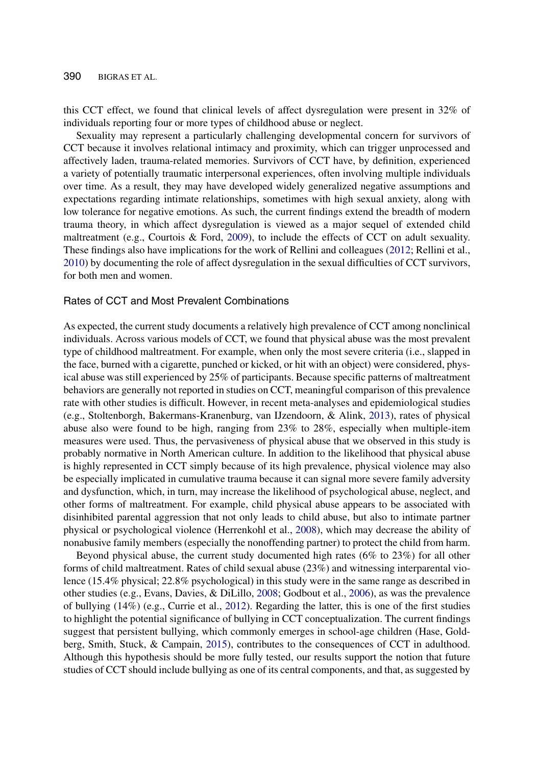this CCT effect, we found that clinical levels of affect dysregulation were present in 32% of individuals reporting four or more types of childhood abuse or neglect.

Sexuality may represent a particularly challenging developmental concern for survivors of CCT because it involves relational intimacy and proximity, which can trigger unprocessed and affectively laden, trauma-related memories. Survivors of CCT have, by definition, experienced a variety of potentially traumatic interpersonal experiences, often involving multiple individuals over time. As a result, they may have developed widely generalized negative assumptions and expectations regarding intimate relationships, sometimes with high sexual anxiety, along with low tolerance for negative emotions. As such, the current findings extend the breadth of modern trauma theory, in which affect dysregulation is viewed as a major sequel of extended child maltreatment (e.g., Courtois & Ford, 2009), to include the effects of CCT on adult sexuality. These findings also have implications for the work of Rellini and colleagues (2012; Rellini et al., 2010) by documenting the role of affect dysregulation in the sexual difficulties of CCT survivors, for both men and women.

## Rates of CCT and Most Prevalent Combinations

As expected, the current study documents a relatively high prevalence of CCT among nonclinical individuals. Across various models of CCT, we found that physical abuse was the most prevalent type of childhood maltreatment. For example, when only the most severe criteria (i.e., slapped in the face, burned with a cigarette, punched or kicked, or hit with an object) were considered, physical abuse was still experienced by 25% of participants. Because specific patterns of maltreatment behaviors are generally not reported in studies on CCT, meaningful comparison of this prevalence rate with other studies is difficult. However, in recent meta-analyses and epidemiological studies (e.g., Stoltenborgh, Bakermans-Kranenburg, van IJzendoorn, & Alink, 2013), rates of physical abuse also were found to be high, ranging from 23% to 28%, especially when multiple-item measures were used. Thus, the pervasiveness of physical abuse that we observed in this study is probably normative in North American culture. In addition to the likelihood that physical abuse is highly represented in CCT simply because of its high prevalence, physical violence may also be especially implicated in cumulative trauma because it can signal more severe family adversity and dysfunction, which, in turn, may increase the likelihood of psychological abuse, neglect, and other forms of maltreatment. For example, child physical abuse appears to be associated with disinhibited parental aggression that not only leads to child abuse, but also to intimate partner physical or psychological violence (Herrenkohl et al., 2008), which may decrease the ability of nonabusive family members (especially the nonoffending partner) to protect the child from harm.

Beyond physical abuse, the current study documented high rates (6% to 23%) for all other forms of child maltreatment. Rates of child sexual abuse (23%) and witnessing interparental violence (15.4% physical; 22.8% psychological) in this study were in the same range as described in other studies (e.g., Evans, Davies, & DiLillo, 2008; Godbout et al., 2006), as was the prevalence of bullying (14%) (e.g., Currie et al., 2012). Regarding the latter, this is one of the first studies to highlight the potential significance of bullying in CCT conceptualization. The current findings suggest that persistent bullying, which commonly emerges in school-age children (Hase, Goldberg, Smith, Stuck, & Campain, 2015), contributes to the consequences of CCT in adulthood. Although this hypothesis should be more fully tested, our results support the notion that future studies of CCT should include bullying as one of its central components, and that, as suggested by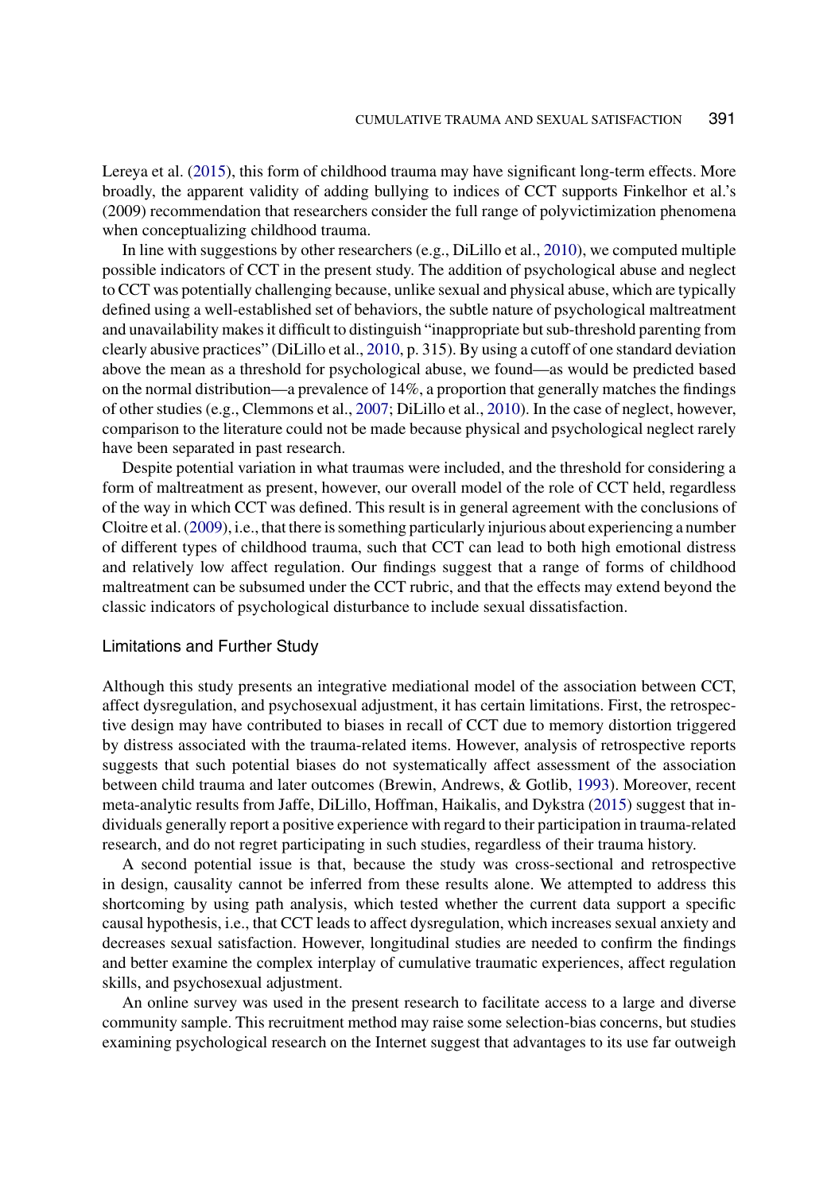Lereya et al. (2015), this form of childhood trauma may have significant long-term effects. More broadly, the apparent validity of adding bullying to indices of CCT supports Finkelhor et al.'s (2009) recommendation that researchers consider the full range of polyvictimization phenomena when conceptualizing childhood trauma.

In line with suggestions by other researchers (e.g., DiLillo et al., 2010), we computed multiple possible indicators of CCT in the present study. The addition of psychological abuse and neglect to CCT was potentially challenging because, unlike sexual and physical abuse, which are typically defined using a well-established set of behaviors, the subtle nature of psychological maltreatment and unavailability makes it difficult to distinguish "inappropriate but sub-threshold parenting from clearly abusive practices" (DiLillo et al., 2010, p. 315). By using a cutoff of one standard deviation above the mean as a threshold for psychological abuse, we found—as would be predicted based on the normal distribution—a prevalence of 14%, a proportion that generally matches the findings of other studies (e.g., Clemmons et al., 2007; DiLillo et al., 2010). In the case of neglect, however, comparison to the literature could not be made because physical and psychological neglect rarely have been separated in past research.

Despite potential variation in what traumas were included, and the threshold for considering a form of maltreatment as present, however, our overall model of the role of CCT held, regardless of the way in which CCT was defined. This result is in general agreement with the conclusions of Cloitre et al. (2009), i.e., that there is something particularly injurious about experiencing a number of different types of childhood trauma, such that CCT can lead to both high emotional distress and relatively low affect regulation. Our findings suggest that a range of forms of childhood maltreatment can be subsumed under the CCT rubric, and that the effects may extend beyond the classic indicators of psychological disturbance to include sexual dissatisfaction.

### Limitations and Further Study

Although this study presents an integrative mediational model of the association between CCT, affect dysregulation, and psychosexual adjustment, it has certain limitations. First, the retrospective design may have contributed to biases in recall of CCT due to memory distortion triggered by distress associated with the trauma-related items. However, analysis of retrospective reports suggests that such potential biases do not systematically affect assessment of the association between child trauma and later outcomes (Brewin, Andrews, & Gotlib, 1993). Moreover, recent meta-analytic results from Jaffe, DiLillo, Hoffman, Haikalis, and Dykstra (2015) suggest that individuals generally report a positive experience with regard to their participation in trauma-related research, and do not regret participating in such studies, regardless of their trauma history.

A second potential issue is that, because the study was cross-sectional and retrospective in design, causality cannot be inferred from these results alone. We attempted to address this shortcoming by using path analysis, which tested whether the current data support a specific causal hypothesis, i.e., that CCT leads to affect dysregulation, which increases sexual anxiety and decreases sexual satisfaction. However, longitudinal studies are needed to confirm the findings and better examine the complex interplay of cumulative traumatic experiences, affect regulation skills, and psychosexual adjustment.

An online survey was used in the present research to facilitate access to a large and diverse community sample. This recruitment method may raise some selection-bias concerns, but studies examining psychological research on the Internet suggest that advantages to its use far outweigh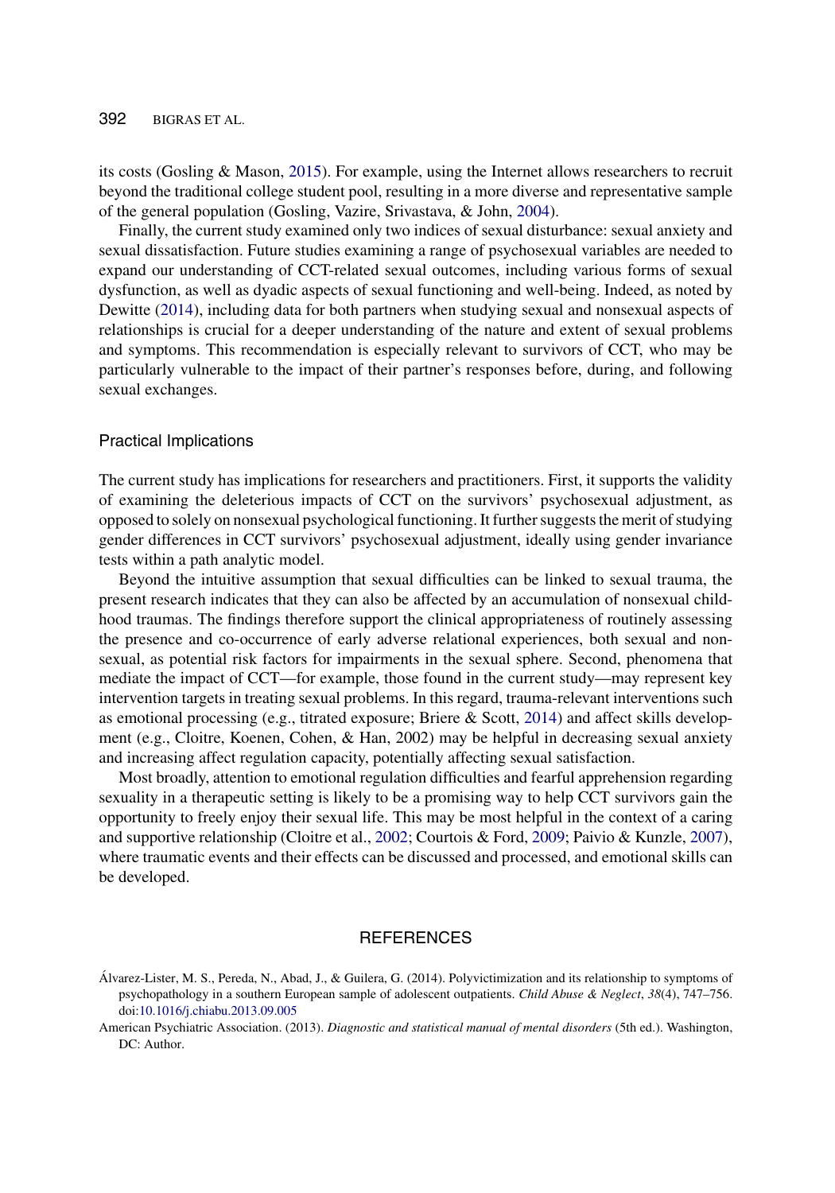its costs (Gosling & Mason, 2015). For example, using the Internet allows researchers to recruit beyond the traditional college student pool, resulting in a more diverse and representative sample of the general population (Gosling, Vazire, Srivastava, & John, 2004).

Finally, the current study examined only two indices of sexual disturbance: sexual anxiety and sexual dissatisfaction. Future studies examining a range of psychosexual variables are needed to expand our understanding of CCT-related sexual outcomes, including various forms of sexual dysfunction, as well as dyadic aspects of sexual functioning and well-being. Indeed, as noted by Dewitte (2014), including data for both partners when studying sexual and nonsexual aspects of relationships is crucial for a deeper understanding of the nature and extent of sexual problems and symptoms. This recommendation is especially relevant to survivors of CCT, who may be particularly vulnerable to the impact of their partner's responses before, during, and following sexual exchanges.

### Practical Implications

The current study has implications for researchers and practitioners. First, it supports the validity of examining the deleterious impacts of CCT on the survivors' psychosexual adjustment, as opposed to solely on nonsexual psychological functioning. It further suggests the merit of studying gender differences in CCT survivors' psychosexual adjustment, ideally using gender invariance tests within a path analytic model.

Beyond the intuitive assumption that sexual difficulties can be linked to sexual trauma, the present research indicates that they can also be affected by an accumulation of nonsexual childhood traumas. The findings therefore support the clinical appropriateness of routinely assessing the presence and co-occurrence of early adverse relational experiences, both sexual and nonsexual, as potential risk factors for impairments in the sexual sphere. Second, phenomena that mediate the impact of CCT—for example, those found in the current study—may represent key intervention targets in treating sexual problems. In this regard, trauma-relevant interventions such as emotional processing (e.g., titrated exposure; Briere & Scott, 2014) and affect skills development (e.g., Cloitre, Koenen, Cohen, & Han, 2002) may be helpful in decreasing sexual anxiety and increasing affect regulation capacity, potentially affecting sexual satisfaction.

Most broadly, attention to emotional regulation difficulties and fearful apprehension regarding sexuality in a therapeutic setting is likely to be a promising way to help CCT survivors gain the opportunity to freely enjoy their sexual life. This may be most helpful in the context of a caring and supportive relationship (Cloitre et al., 2002; Courtois & Ford, 2009; Paivio & Kunzle, 2007), where traumatic events and their effects can be discussed and processed, and emotional skills can be developed.

## REFERENCES

Álvarez-Lister, M. S., Pereda, N., Abad, J., & Guilera, G. (2014). Polyvictimization and its relationship to symptoms of psychopathology in a southern European sample of adolescent outpatients. *Child Abuse & Neglect*, *38*(4), 747–756. doi:10.1016/j.chiabu.2013.09.005

American Psychiatric Association. (2013). *Diagnostic and statistical manual of mental disorders* (5th ed.). Washington, DC: Author.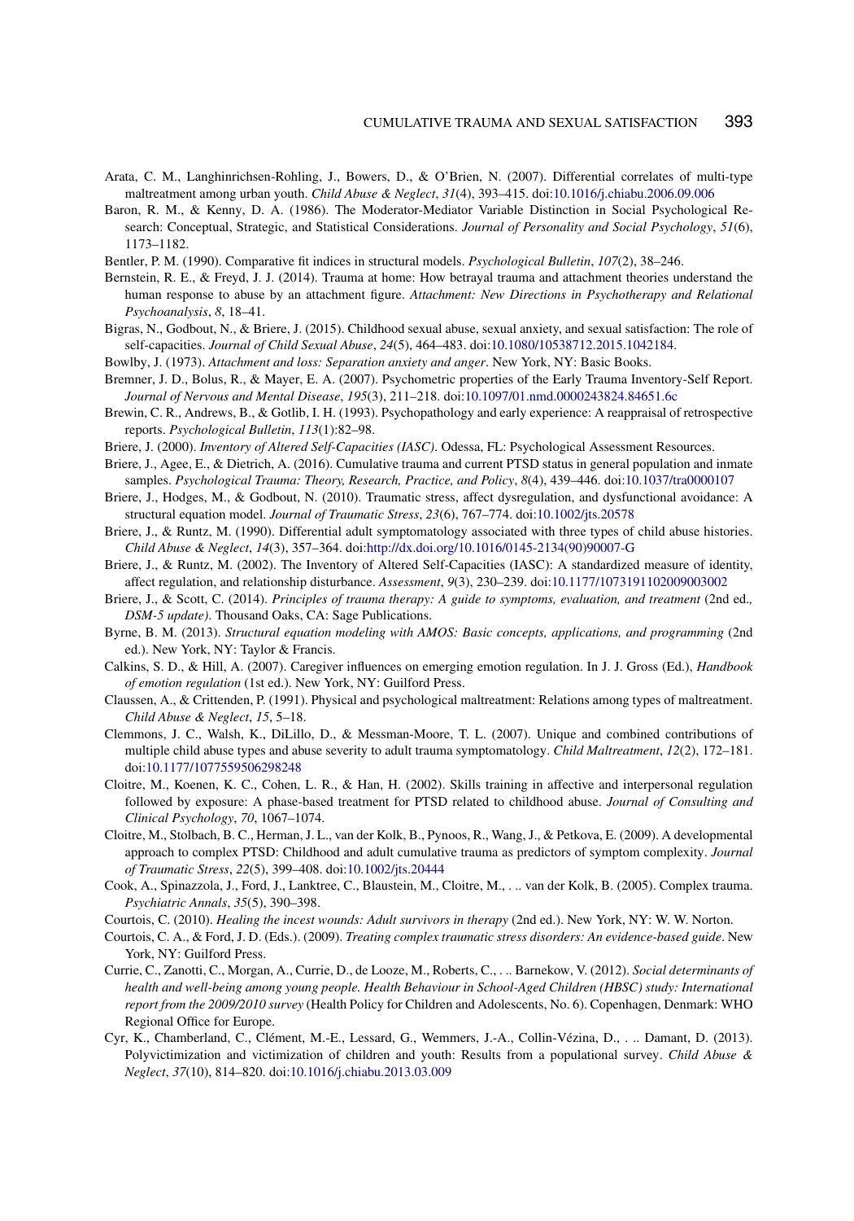Arata, C. M., Langhinrichsen-Rohling, J., Bowers, D., & O'Brien, N. (2007). Differential correlates of multi-type maltreatment among urban youth. *Child Abuse & Neglect*, *31*(4), 393–415. doi:10.1016/j.chiabu.2006.09.006

Baron, R. M., & Kenny, D. A. (1986). The Moderator-Mediator Variable Distinction in Social Psychological Research: Conceptual, Strategic, and Statistical Considerations. *Journal of Personality and Social Psychology*, *51*(6), 1173–1182.

Bentler, P. M. (1990). Comparative fit indices in structural models. *Psychological Bulletin*, *107*(2), 38–246.

Bernstein, R. E., & Freyd, J. J. (2014). Trauma at home: How betrayal trauma and attachment theories understand the human response to abuse by an attachment figure. *Attachment: New Directions in Psychotherapy and Relational Psychoanalysis*, *8*, 18–41.

Bigras, N., Godbout, N., & Briere, J. (2015). Childhood sexual abuse, sexual anxiety, and sexual satisfaction: The role of self-capacities. *Journal of Child Sexual Abuse*, *24*(5), 464–483. doi:10.1080/10538712.2015.1042184.

Bowlby, J. (1973). *Attachment and loss: Separation anxiety and anger*. New York, NY: Basic Books.

Bremner, J. D., Bolus, R., & Mayer, E. A. (2007). Psychometric properties of the Early Trauma Inventory-Self Report. *Journal of Nervous and Mental Disease*, *195*(3), 211–218. doi:10.1097/01.nmd.0000243824.84651.6c

Brewin, C. R., Andrews, B., & Gotlib, I. H. (1993). Psychopathology and early experience: A reappraisal of retrospective reports. *Psychological Bulletin*, *113*(1):82–98.

Briere, J. (2000). *Inventory of Altered Self-Capacities (IASC)*. Odessa, FL: Psychological Assessment Resources.

Briere, J., Agee, E., & Dietrich, A. (2016). Cumulative trauma and current PTSD status in general population and inmate samples. *Psychological Trauma: Theory, Research, Practice, and Policy*, *8*(4), 439–446. doi:10.1037/tra0000107

Briere, J., Hodges, M., & Godbout, N. (2010). Traumatic stress, affect dysregulation, and dysfunctional avoidance: A structural equation model. *Journal of Traumatic Stress*, *23*(6), 767–774. doi:10.1002/jts.20578

Briere, J., & Runtz, M. (1990). Differential adult symptomatology associated with three types of child abuse histories. *Child Abuse & Neglect*, *14*(3), 357–364. doi:http://dx.doi.org/10.1016/0145-2134(90)90007-G

Briere, J., & Runtz, M. (2002). The Inventory of Altered Self-Capacities (IASC): A standardized measure of identity, affect regulation, and relationship disturbance. *Assessment*, *9*(3), 230–239. doi:10.1177/1073191102009003002

Briere, J., & Scott, C. (2014). *Principles of trauma therapy: A guide to symptoms, evaluation, and treatment* (2nd ed.*, DSM-5 update)*. Thousand Oaks, CA: Sage Publications.

Byrne, B. M. (2013). *Structural equation modeling with AMOS: Basic concepts, applications, and programming* (2nd ed.). New York, NY: Taylor & Francis.

Calkins, S. D., & Hill, A. (2007). Caregiver influences on emerging emotion regulation. In J. J. Gross (Ed.), *Handbook of emotion regulation* (1st ed.). New York, NY: Guilford Press.

Claussen, A., & Crittenden, P. (1991). Physical and psychological maltreatment: Relations among types of maltreatment. *Child Abuse & Neglect*, *15*, 5–18.

Clemmons, J. C., Walsh, K., DiLillo, D., & Messman-Moore, T. L. (2007). Unique and combined contributions of multiple child abuse types and abuse severity to adult trauma symptomatology. *Child Maltreatment*, *12*(2), 172–181. doi:10.1177/1077559506298248

Cloitre, M., Koenen, K. C., Cohen, L. R., & Han, H. (2002). Skills training in affective and interpersonal regulation followed by exposure: A phase-based treatment for PTSD related to childhood abuse. *Journal of Consulting and Clinical Psychology*, *70*, 1067–1074.

Cloitre, M., Stolbach, B. C., Herman, J. L., van der Kolk, B., Pynoos, R., Wang, J., & Petkova, E. (2009). A developmental approach to complex PTSD: Childhood and adult cumulative trauma as predictors of symptom complexity. *Journal of Traumatic Stress*, *22*(5), 399–408. doi:10.1002/jts.20444

Cook, A., Spinazzola, J., Ford, J., Lanktree, C., Blaustein, M., Cloitre, M., . . . van der Kolk, B. (2005). Complex trauma. *Psychiatric Annals*, *35*(5), 390–398.

Courtois, C. (2010). *Healing the incest wounds: Adult survivors in therapy* (2nd ed.). New York, NY: W. W. Norton.

Courtois, C. A., & Ford, J. D. (Eds.). (2009). *Treating complex traumatic stress disorders: An evidence-based guide*. New York, NY: Guilford Press.

Currie, C., Zanotti, C., Morgan, A., Currie, D., de Looze, M., Roberts, C., . .. Barnekow, V. (2012). *Social determinants of health and well-being among young people. Health Behaviour in School-Aged Children (HBSC) study: International report from the 2009/2010 survey* (Health Policy for Children and Adolescents, No. 6). Copenhagen, Denmark: WHO Regional Office for Europe.

Cyr, K., Chamberland, C., Clément, M.-E., Lessard, G., Wemmers, J.-A., Collin-Vézina, D., . .. Damant, D. (2013). Polyvictimization and victimization of children and youth: Results from a populational survey. *Child Abuse & Neglect*, *37*(10), 814–820. doi:10.1016/j.chiabu.2013.03.009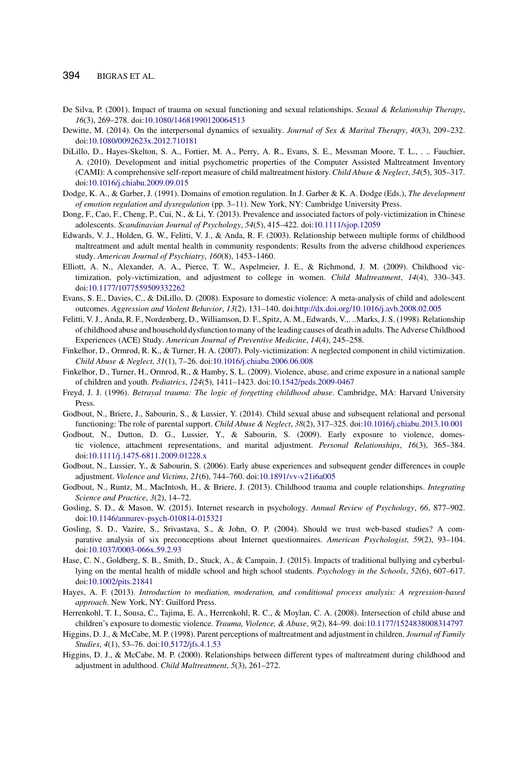De Silva, P. (2001). Impact of trauma on sexual functioning and sexual relationships. *Sexual & Relationship Therapy*, *16*(3), 269–278. doi:10.1080/14681990120064513

Dewitte, M. (2014). On the interpersonal dynamics of sexuality. *Journal of Sex & Marital Therapy*, *40*(3), 209–232. doi:10.1080/0092623x.2012.710181

DiLillo, D., Hayes-Skelton, S. A., Fortier, M. A., Perry, A. R., Evans, S. E., Messman Moore, T. L., . .. Fauchier, A. (2010). Development and initial psychometric properties of the Computer Assisted Maltreatment Inventory (CAMI): A comprehensive self-report measure of child maltreatment history. *Child Abuse & Neglect*, *34*(5), 305–317. doi:10.1016/j.chiabu.2009.09.015

Dodge, K. A., & Garber, J. (1991). Domains of emotion regulation. In J. Garber & K. A. Dodge (Eds.), *The development of emotion regulation and dysregulation* (pp. 3–11). New York, NY: Cambridge University Press.

Dong, F., Cao, F., Cheng, P., Cui, N., & Li, Y. (2013). Prevalence and associated factors of poly-victimization in Chinese adolescents. *Scandinavian Journal of Psychology*, *54*(5), 415–422. doi:10.1111/sjop.12059

Edwards, V. J., Holden, G. W., Felitti, V. J., & Anda, R. F. (2003). Relationship between multiple forms of childhood maltreatment and adult mental health in community respondents: Results from the adverse childhood experiences study. *American Journal of Psychiatry*, *160*(8), 1453–1460.

Elliott, A. N., Alexander, A. A., Pierce, T. W., Aspelmeier, J. E., & Richmond, J. M. (2009). Childhood victimization, poly-victimization, and adjustment to college in women. *Child Maltreatment*, *14*(4), 330–343. doi:10.1177/1077559509332262

Evans, S. E., Davies, C., & DiLillo, D. (2008). Exposure to domestic violence: A meta-analysis of child and adolescent outcomes. *Aggression and Violent Behavior*, *13*(2), 131–140. doi:http://dx.doi.org/10.1016/j.avb.2008.02.005

Felitti, V. J., Anda, R. F., Nordenberg, D., Williamson, D. F., Spitz, A. M., Edwards, V.,. ..Marks, J. S. (1998). Relationship of childhood abuse and household dysfunction to many of the leading causes of death in adults. The Adverse Childhood Experiences (ACE) Study. *American Journal of Preventive Medicine*, *14*(4), 245–258.

Finkelhor, D., Ormrod, R. K., & Turner, H. A. (2007). Poly-victimization: A neglected component in child victimization. *Child Abuse & Neglect*, *31*(1), 7–26. doi:10.1016/j.chiabu.2006.06.008

Finkelhor, D., Turner, H., Ormrod, R., & Hamby, S. L. (2009). Violence, abuse, and crime exposure in a national sample of children and youth. *Pediatrics*, *124*(5), 1411–1423. doi:10.1542/peds.2009-0467

Freyd, J. J. (1996). *Betrayal trauma: The logic of forgetting childhood abuse*. Cambridge, MA: Harvard University Press.

Godbout, N., Briere, J., Sabourin, S., & Lussier, Y. (2014). Child sexual abuse and subsequent relational and personal functioning: The role of parental support. *Child Abuse & Neglect*, *38*(2), 317–325. doi:10.1016/j.chiabu.2013.10.001

Godbout, N., Dutton, D. G., Lussier, Y., & Sabourin, S. (2009). Early exposure to violence, domestic violence, attachment representations, and marital adjustment. *Personal Relationships*, *16*(3), 365–384. doi:10.1111/j.1475-6811.2009.01228.x

Godbout, N., Lussier, Y., & Sabourin, S. (2006). Early abuse experiences and subsequent gender differences in couple adjustment. *Violence and Victims*, *21*(6), 744–760. doi:10.1891/vv-v21i6a005

Godbout, N., Runtz, M., MacIntosh, H., & Briere, J. (2013). Childhood trauma and couple relationships. *Integrating Science and Practice*, *3*(2), 14–72.

Gosling, S. D., & Mason, W. (2015). Internet research in psychology. *Annual Review of Psychology*, *66*, 877–902. doi:10.1146/annurev-psych-010814-015321

Gosling, S. D., Vazire, S., Srivastava, S., & John, O. P. (2004). Should we trust web-based studies? A comparative analysis of six preconceptions about Internet questionnaires. *American Psychologist*, *59*(2), 93–104. doi:10.1037/0003-066x.59.2.93

Hase, C. N., Goldberg, S. B., Smith, D., Stuck, A., & Campain, J. (2015). Impacts of traditional bullying and cyberbullying on the mental health of middle school and high school students. *Psychology in the Schools*, *52*(6), 607–617. doi:10.1002/pits.21841

Hayes, A. F. (2013). *Introduction to mediation, moderation, and conditional process analysis: A regression-based approach*. New York, NY: Guilford Press.

Herrenkohl, T. I., Sousa, C., Tajima, E. A., Herrenkohl, R. C., & Moylan, C. A. (2008). Intersection of child abuse and children's exposure to domestic violence. *Trauma, Violence, & Abuse*, *9*(2), 84–99. doi:10.1177/1524838008314797

Higgins, D. J., & McCabe, M. P. (1998). Parent perceptions of maltreatment and adjustment in children. *Journal of Family Studies*, *4*(1), 53–76. doi:10.5172/jfs.4.1.53

Higgins, D. J., & McCabe, M. P. (2000). Relationships between different types of maltreatment during childhood and adjustment in adulthood. *Child Maltreatment*, *5*(3), 261–272.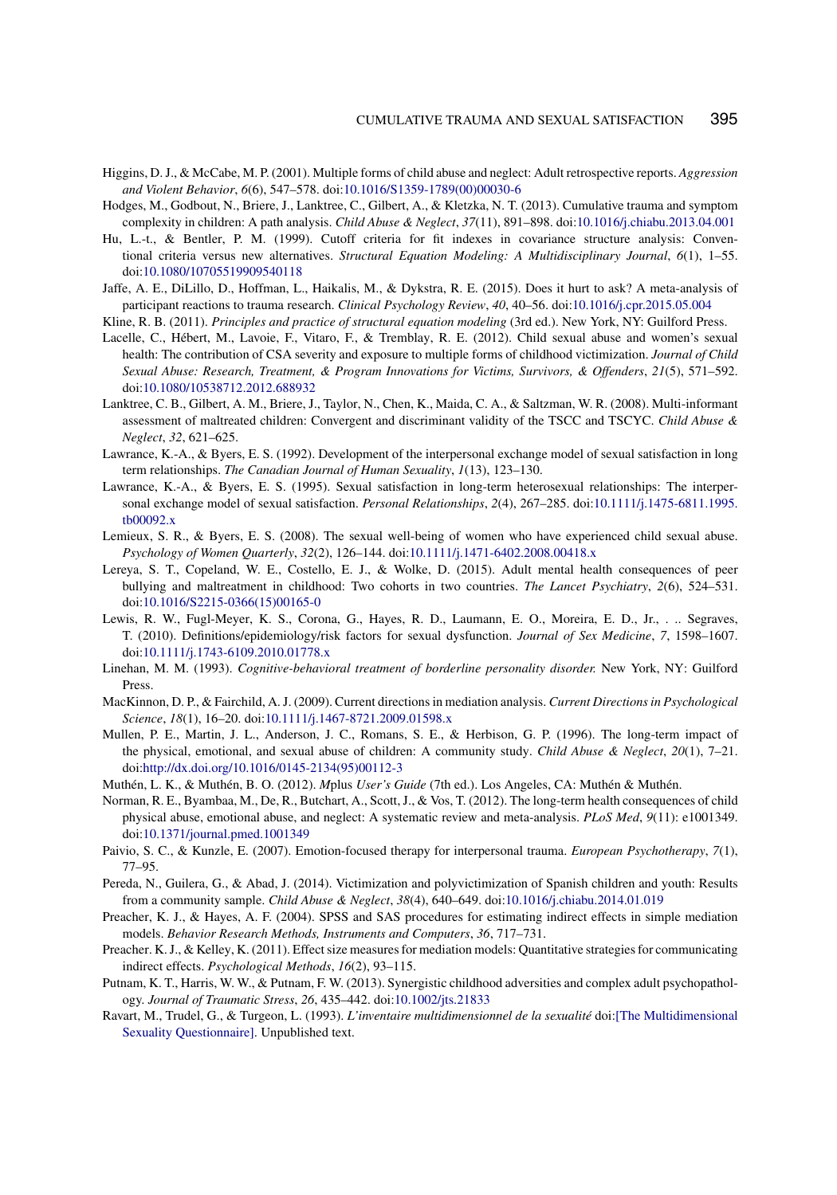Higgins, D. J., & McCabe, M. P. (2001). Multiple forms of child abuse and neglect: Adult retrospective reports. *Aggression and Violent Behavior*, *6*(6), 547–578. doi:10.1016/S1359-1789(00)00030-6

Hodges, M., Godbout, N., Briere, J., Lanktree, C., Gilbert, A., & Kletzka, N. T. (2013). Cumulative trauma and symptom complexity in children: A path analysis. *Child Abuse & Neglect*, *37*(11), 891–898. doi:10.1016/j.chiabu.2013.04.001

Hu, L.-t., & Bentler, P. M. (1999). Cutoff criteria for fit indexes in covariance structure analysis: Conventional criteria versus new alternatives. *Structural Equation Modeling: A Multidisciplinary Journal*, *6*(1), 1–55. doi:10.1080/10705519909540118

Jaffe, A. E., DiLillo, D., Hoffman, L., Haikalis, M., & Dykstra, R. E. (2015). Does it hurt to ask? A meta-analysis of participant reactions to trauma research. *Clinical Psychology Review*, *40*, 40–56. doi:10.1016/j.cpr.2015.05.004

Kline, R. B. (2011). *Principles and practice of structural equation modeling* (3rd ed.). New York, NY: Guilford Press.

Lacelle, C., Hébert, M., Lavoie, F., Vitaro, F., & Tremblay, R. E. (2012). Child sexual abuse and women's sexual health: The contribution of CSA severity and exposure to multiple forms of childhood victimization. *Journal of Child Sexual Abuse: Research, Treatment, & Program Innovations for Victims, Survivors, & Offenders*, *21*(5), 571–592. doi:10.1080/10538712.2012.688932

Lanktree, C. B., Gilbert, A. M., Briere, J., Taylor, N., Chen, K., Maida, C. A., & Saltzman, W. R. (2008). Multi-informant assessment of maltreated children: Convergent and discriminant validity of the TSCC and TSCYC. *Child Abuse & Neglect*, *32*, 621–625.

Lawrance, K.-A., & Byers, E. S. (1992). Development of the interpersonal exchange model of sexual satisfaction in long term relationships. *The Canadian Journal of Human Sexuality*, *1*(13), 123–130.

Lawrance, K.-A., & Byers, E. S. (1995). Sexual satisfaction in long-term heterosexual relationships: The interpersonal exchange model of sexual satisfaction. *Personal Relationships*, *2*(4), 267–285. doi:10.1111/j.1475-6811.1995.tb00092.x

Lemieux, S. R., & Byers, E. S. (2008). The sexual well-being of women who have experienced child sexual abuse. *Psychology of Women Quarterly*, *32*(2), 126–144. doi:10.1111/j.1471-6402.2008.00418.x

Lereya, S. T., Copeland, W. E., Costello, E. J., & Wolke, D. (2015). Adult mental health consequences of peer bullying and maltreatment in childhood: Two cohorts in two countries. *The Lancet Psychiatry*, *2*(6), 524–531. doi:10.1016/S2215-0366(15)00165-0

Lewis, R. W., Fugl-Meyer, K. S., Corona, G., Hayes, R. D., Laumann, E. O., Moreira, E. D., Jr., . .. Segraves, T. (2010). Definitions/epidemiology/risk factors for sexual dysfunction. *Journal of Sex Medicine*, *7*, 1598–1607. doi:10.1111/j.1743-6109.2010.01778.x

Linehan, M. M. (1993). *Cognitive-behavioral treatment of borderline personality disorder.* New York, NY: Guilford Press.

MacKinnon, D. P., & Fairchild, A. J. (2009). Current directions in mediation analysis. *Current Directions in Psychological Science*, *18*(1), 16–20. doi:10.1111/j.1467-8721.2009.01598.x

Mullen, P. E., Martin, J. L., Anderson, J. C., Romans, S. E., & Herbison, G. P. (1996). The long-term impact of the physical, emotional, and sexual abuse of children: A community study. *Child Abuse & Neglect*, *20*(1), 7–21. doi:http://dx.doi.org/10.1016/0145-2134(95)00112-3

Muthén, L. K., & Muthén, B. O. (2012). *Mplus User's Guide* (7th ed.). Los Angeles, CA: Muthén & Muthén.

Norman, R. E., Byambaa, M., De, R., Butchart, A., Scott, J., & Vos, T. (2012). The long-term health consequences of child physical abuse, emotional abuse, and neglect: A systematic review and meta-analysis. *PLoS Med*, *9*(11): e1001349. doi:10.1371/journal.pmed.1001349

Paivio, S. C., & Kunzle, E. (2007). Emotion-focused therapy for interpersonal trauma. *European Psychotherapy*, *7*(1), 77–95.

Pereda, N., Guilera, G., & Abad, J. (2014). Victimization and polyvictimization of Spanish children and youth: Results from a community sample. *Child Abuse & Neglect*, *38*(4), 640–649. doi:10.1016/j.chiabu.2014.01.019

Preacher, K. J., & Hayes, A. F. (2004). SPSS and SAS procedures for estimating indirect effects in simple mediation models. *Behavior Research Methods, Instruments and Computers*, *36*, 717–731.

Preacher. K. J., & Kelley, K. (2011). Effect size measures for mediation models: Quantitative strategies for communicating indirect effects. *Psychological Methods*, *16*(2), 93–115.

Putnam, K. T., Harris, W. W., & Putnam, F. W. (2013). Synergistic childhood adversities and complex adult psychopathology. *Journal of Traumatic Stress*, *26*, 435–442. doi:10.1002/jts.21833

Ravart, M., Trudel, G., & Turgeon, L. (1993). *L'inventaire multidimensionnel de la sexualité* doi:[The Multidimensional Sexuality Questionnaire]. Unpublished text.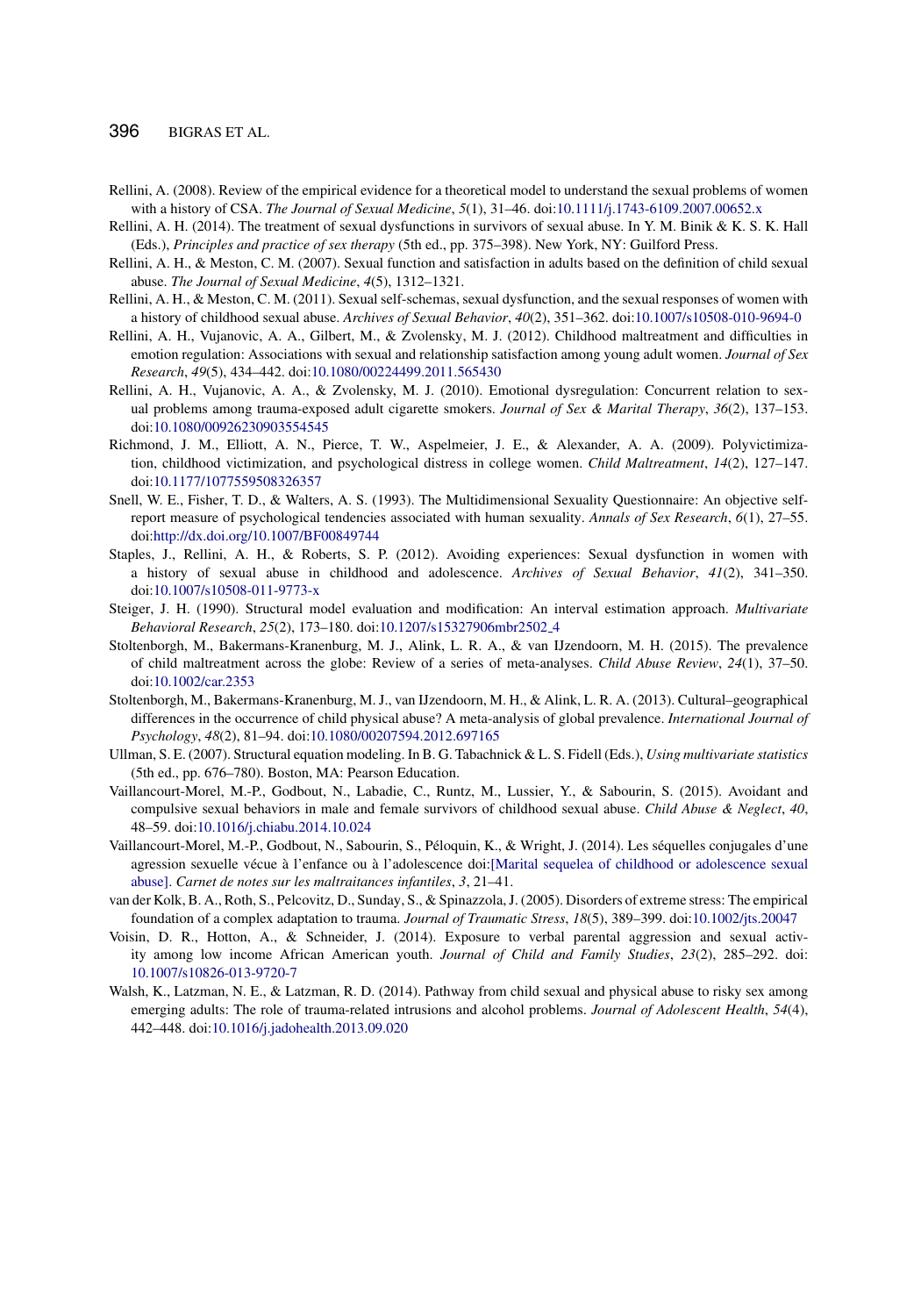Rellini, A. (2008). Review of the empirical evidence for a theoretical model to understand the sexual problems of women with a history of CSA. *The Journal of Sexual Medicine*, *5*(1), 31–46. doi:10.1111/j.1743-6109.2007.00652.x

Rellini, A. H. (2014). The treatment of sexual dysfunctions in survivors of sexual abuse. In Y. M. Binik & K. S. K. Hall (Eds.), *Principles and practice of sex therapy* (5th ed., pp. 375–398). New York, NY: Guilford Press.

Rellini, A. H., & Meston, C. M. (2007). Sexual function and satisfaction in adults based on the definition of child sexual abuse. *The Journal of Sexual Medicine*, *4*(5), 1312–1321.

Rellini, A. H., & Meston, C. M. (2011). Sexual self-schemas, sexual dysfunction, and the sexual responses of women with a history of childhood sexual abuse. *Archives of Sexual Behavior*, *40*(2), 351–362. doi:10.1007/s10508-010-9694-0

Rellini, A. H., Vujanovic, A. A., Gilbert, M., & Zvolensky, M. J. (2012). Childhood maltreatment and difficulties in emotion regulation: Associations with sexual and relationship satisfaction among young adult women. *Journal of Sex Research*, *49*(5), 434–442. doi:10.1080/00224499.2011.565430

Rellini, A. H., Vujanovic, A. A., & Zvolensky, M. J. (2010). Emotional dysregulation: Concurrent relation to sexual problems among trauma-exposed adult cigarette smokers. *Journal of Sex & Marital Therapy*, *36*(2), 137–153. doi:10.1080/00926230903554545

Richmond, J. M., Elliott, A. N., Pierce, T. W., Aspelmeier, J. E., & Alexander, A. A. (2009). Polyvictimization, childhood victimization, and psychological distress in college women. *Child Maltreatment*, *14*(2), 127–147. doi:10.1177/1077559508326357

Snell, W. E., Fisher, T. D., & Walters, A. S. (1993). The Multidimensional Sexuality Questionnaire: An objective self-report measure of psychological tendencies associated with human sexuality. *Annals of Sex Research*, *6*(1), 27–55. doi:http://dx.doi.org/10.1007/BF00849744

Staples, J., Rellini, A. H., & Roberts, S. P. (2012). Avoiding experiences: Sexual dysfunction in women with a history of sexual abuse in childhood and adolescence. *Archives of Sexual Behavior*, *41*(2), 341–350. doi:10.1007/s10508-011-9773-x

Steiger, J. H. (1990). Structural model evaluation and modification: An interval estimation approach. *Multivariate Behavioral Research*, *25*(2), 173–180. doi:10.1207/s15327906mbr2502_4

Stoltenborgh, M., Bakermans-Kranenburg, M. J., Alink, L. R. A., & van IJzendoorn, M. H. (2015). The prevalence of child maltreatment across the globe: Review of a series of meta-analyses. *Child Abuse Review*, *24*(1), 37–50. doi:10.1002/car.2353

Stoltenborgh, M., Bakermans-Kranenburg, M. J., van IJzendoorn, M. H., & Alink, L. R. A. (2013). Cultural–geographical differences in the occurrence of child physical abuse? A meta-analysis of global prevalence. *International Journal of Psychology*, *48*(2), 81–94. doi:10.1080/00207594.2012.697165

Ullman, S. E. (2007). Structural equation modeling. In B. G. Tabachnick & L. S. Fidell (Eds.), *Using multivariate statistics* (5th ed., pp. 676–780). Boston, MA: Pearson Education.

Vaillancourt-Morel, M.-P., Godbout, N., Labadie, C., Runtz, M., Lussier, Y., & Sabourin, S. (2015). Avoidant and compulsive sexual behaviors in male and female survivors of childhood sexual abuse. *Child Abuse & Neglect*, *40*, 48–59. doi:10.1016/j.chiabu.2014.10.024

Vaillancourt-Morel, M.-P., Godbout, N., Sabourin, S., Péloquin, K., & Wright, J. (2014). Les séquelles conjugales d'une agression sexuelle vécue à l'enfance ou à l'adolescence doi:[Marital sequelea of childhood or adolescence sexual abuse]. *Carnet de notes sur les maltraitances infantiles*, *3*, 21–41.

van der Kolk, B. A., Roth, S., Pelcovitz, D., Sunday, S., & Spinazzola, J. (2005). Disorders of extreme stress: The empirical foundation of a complex adaptation to trauma. *Journal of Traumatic Stress*, *18*(5), 389–399. doi:10.1002/jts.20047

Voisin, D. R., Hotton, A., & Schneider, J. (2014). Exposure to verbal parental aggression and sexual activity among low income African American youth. *Journal of Child and Family Studies*, *23*(2), 285–292. doi: 10.1007/s10826-013-9720-7

Walsh, K., Latzman, N. E., & Latzman, R. D. (2014). Pathway from child sexual and physical abuse to risky sex among emerging adults: The role of trauma-related intrusions and alcohol problems. *Journal of Adolescent Health*, *54*(4), 442–448. doi:10.1016/j.jadohealth.2013.09.020